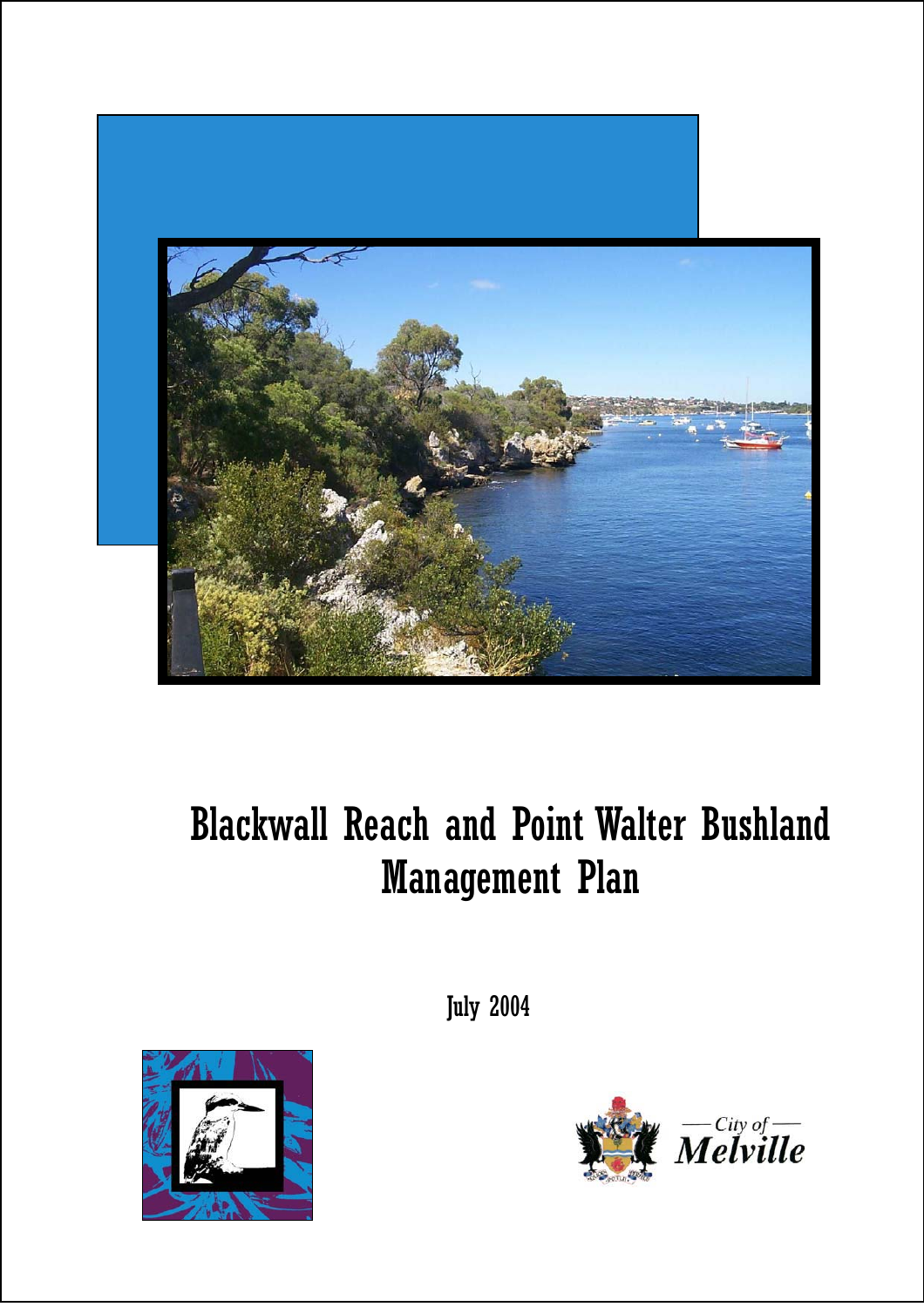# Blackwall Reach and Point Walter Bushland Management Plan

July 2004

City of Melville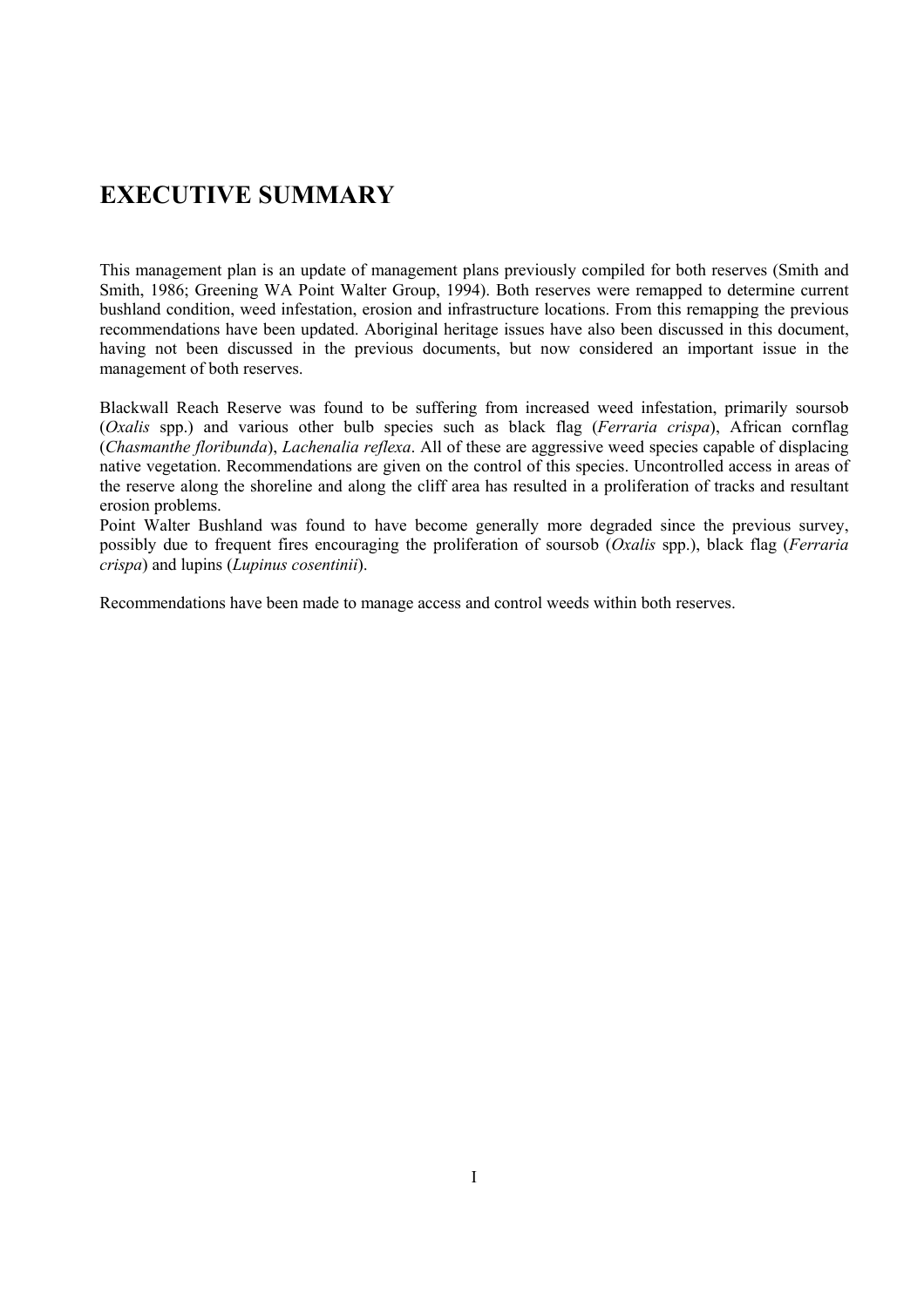# EXECUTIVE SUMMARY

This management plan is an update of management plans previously compiled for both reserves (Smith and Smith, 1986; Greening WA Point Walter Group, 1994). Both reserves were remapped to determine current bushland condition, weed infestation, erosion and infrastructure locations. From this remapping the previous recommendations have been updated. Aboriginal heritage issues have also been discussed in this document, having not been discussed in the previous documents, but now considered an important issue in the management of both reserves.

Blackwall Reach Reserve was found to be suffering from increased weed infestation, primarily soursob (*Oxalis* spp.) and various other bulb species such as black flag (*Ferraria crispa*), African cornflag (*Chasmanthe floribunda*), *Lachenalia reflexa*. All of these are aggressive weed species capable of displacing native vegetation. Recommendations are given on the control of this species. Uncontrolled access in areas of the reserve along the shoreline and along the cliff area has resulted in a proliferation of tracks and resultant erosion problems.

Point Walter Bushland was found to have become generally more degraded since the previous survey, possibly due to frequent fires encouraging the proliferation of soursob (*Oxalis* spp.), black flag (*Ferraria crispa*) and lupins (*Lupinus cosentinii*).

Recommendations have been made to manage access and control weeds within both reserves.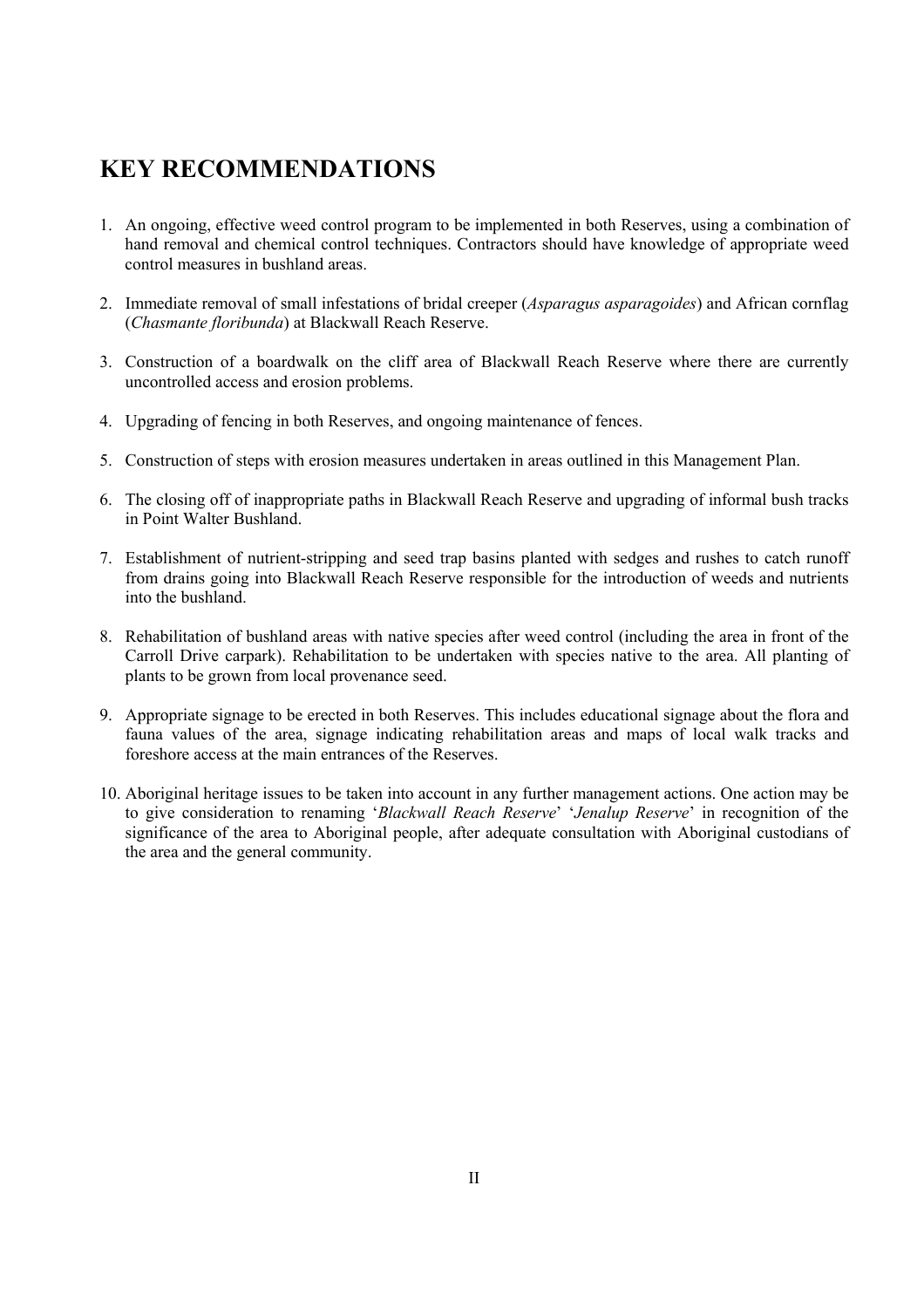# KEY RECOMMENDATIONS

1. An ongoing, effective weed control program to be implemented in both Reserves, using a combination of hand removal and chemical control techniques. Contractors should have knowledge of appropriate weed control measures in bushland areas.

2. Immediate removal of small infestations of bridal creeper (*Asparagus asparagoides*) and African cornflag (*Chasmante floribunda*) at Blackwall Reach Reserve.

3. Construction of a boardwalk on the cliff area of Blackwall Reach Reserve where there are currently uncontrolled access and erosion problems.

4. Upgrading of fencing in both Reserves, and ongoing maintenance of fences.

5. Construction of steps with erosion measures undertaken in areas outlined in this Management Plan.

6. The closing off of inappropriate paths in Blackwall Reach Reserve and upgrading of informal bush tracks in Point Walter Bushland.

7. Establishment of nutrient-stripping and seed trap basins planted with sedges and rushes to catch runoff from drains going into Blackwall Reach Reserve responsible for the introduction of weeds and nutrients into the bushland.

8. Rehabilitation of bushland areas with native species after weed control (including the area in front of the Carroll Drive carpark). Rehabilitation to be undertaken with species native to the area. All planting of plants to be grown from local provenance seed.

9. Appropriate signage to be erected in both Reserves. This includes educational signage about the flora and fauna values of the area, signage indicating rehabilitation areas and maps of local walk tracks and foreshore access at the main entrances of the Reserves.

10. Aboriginal heritage issues to be taken into account in any further management actions. One action may be to give consideration to renaming '*Blackwall Reach Reserve*' '*Jenalup Reserve*' in recognition of the significance of the area to Aboriginal people, after adequate consultation with Aboriginal custodians of the area and the general community.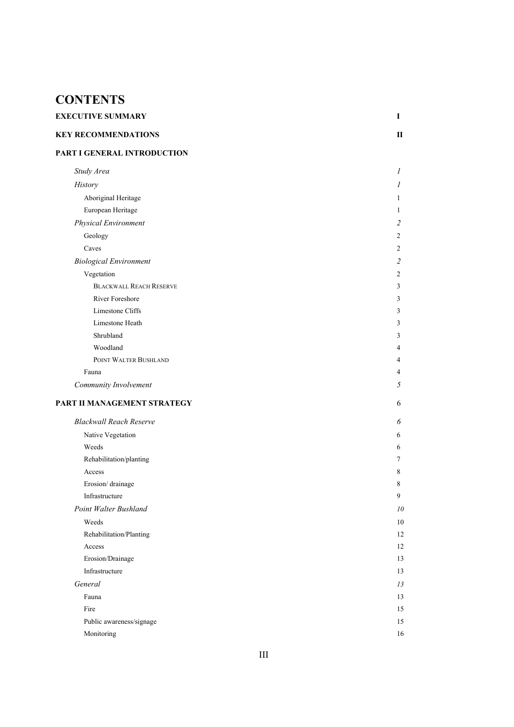# CONTENTS

| | |
|---|---|
| **EXECUTIVE SUMMARY** | **I** |
| **KEY RECOMMENDATIONS** | **II** |
| **PART I GENERAL INTRODUCTION** | |
| *Study Area* | *1* |
| *History* | *1* |
| Aboriginal Heritage | 1 |
| European Heritage | 1 |
| *Physical Environment* | *2* |
| Geology | 2 |
| Caves | 2 |
| *Biological Environment* | *2* |
| Vegetation | 2 |
| BLACKWALL REACH RESERVE | 3 |
| River Foreshore | 3 |
| Limestone Cliffs | 3 |
| Limestone Heath | 3 |
| Shrubland | 3 |
| Woodland | 4 |
| POINT WALTER BUSHLAND | 4 |
| Fauna | 4 |
| *Community Involvement* | *5* |
| **PART II MANAGEMENT STRATEGY** | 6 |
| *Blackwall Reach Reserve* | *6* |
| Native Vegetation | 6 |
| Weeds | 6 |
| Rehabilitation/planting | 7 |
| Access | 8 |
| Erosion/ drainage | 8 |
| Infrastructure | 9 |
| *Point Walter Bushland* | *10* |
| Weeds | 10 |
| Rehabilitation/Planting | 12 |
| Access | 12 |
| Erosion/Drainage | 13 |
| Infrastructure | 13 |
| *General* | *13* |
| Fauna | 13 |
| Fire | 15 |
| Public awareness/signage | 15 |
| Monitoring | 16 |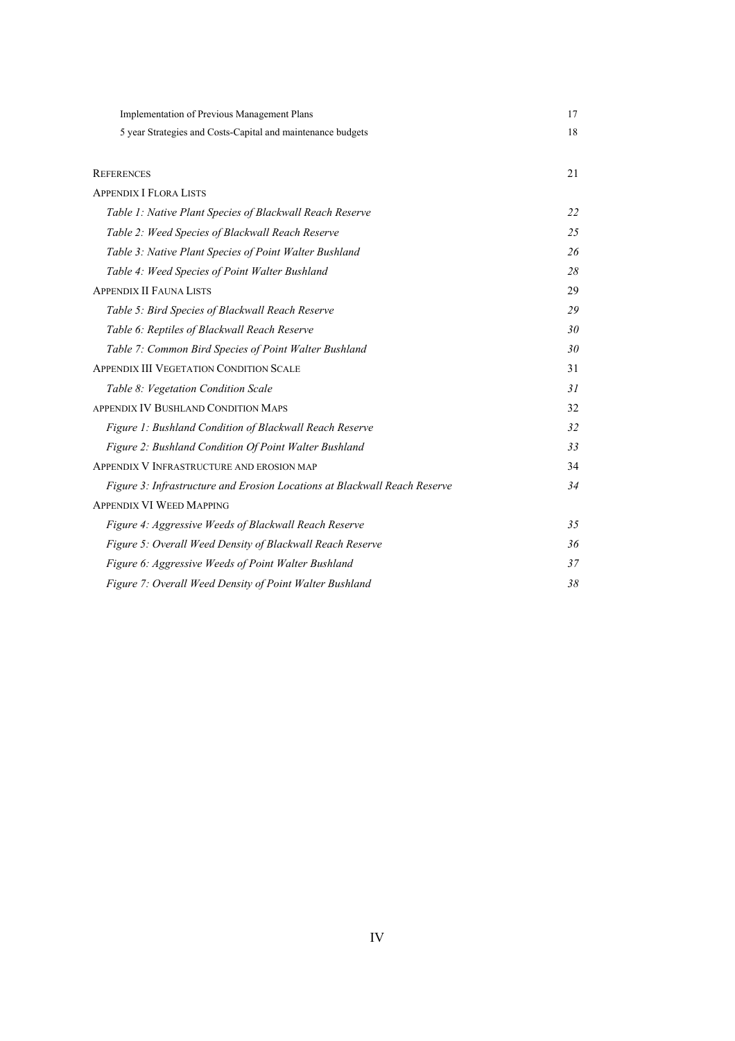| | |
|---|---|
| Implementation of Previous Management Plans | 17 |
| 5 year Strategies and Costs-Capital and maintenance budgets | 18 |
| | |
| REFERENCES | 21 |
| APPENDIX I FLORA LISTS | |
| *Table 1: Native Plant Species of Blackwall Reach Reserve* | *22* |
| *Table 2: Weed Species of Blackwall Reach Reserve* | *25* |
| *Table 3: Native Plant Species of Point Walter Bushland* | *26* |
| *Table 4: Weed Species of Point Walter Bushland* | *28* |
| APPENDIX II FAUNA LISTS | 29 |
| *Table 5: Bird Species of Blackwall Reach Reserve* | *29* |
| *Table 6: Reptiles of Blackwall Reach Reserve* | *30* |
| *Table 7: Common Bird Species of Point Walter Bushland* | *30* |
| APPENDIX III VEGETATION CONDITION SCALE | 31 |
| *Table 8: Vegetation Condition Scale* | *31* |
| APPENDIX IV BUSHLAND CONDITION MAPS | 32 |
| *Figure 1: Bushland Condition of Blackwall Reach Reserve* | *32* |
| *Figure 2: Bushland Condition Of Point Walter Bushland* | *33* |
| APPENDIX V INFRASTRUCTURE AND EROSION MAP | 34 |
| *Figure 3: Infrastructure and Erosion Locations at Blackwall Reach Reserve* | *34* |
| APPENDIX VI WEED MAPPING | |
| *Figure 4: Aggressive Weeds of Blackwall Reach Reserve* | *35* |
| *Figure 5: Overall Weed Density of Blackwall Reach Reserve* | *36* |
| *Figure 6: Aggressive Weeds of Point Walter Bushland* | *37* |
| *Figure 7: Overall Weed Density of Point Walter Bushland* | *38* |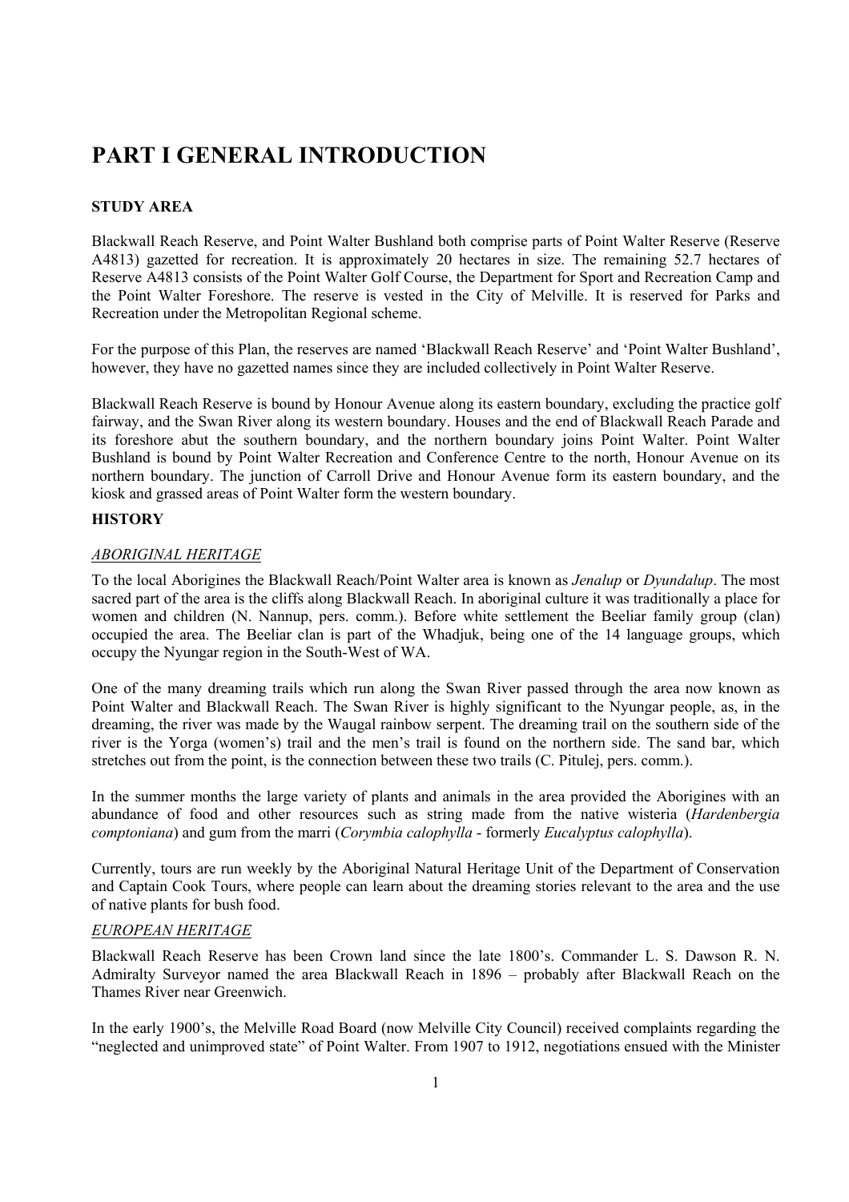# PART I GENERAL INTRODUCTION

### STUDY AREA

Blackwall Reach Reserve, and Point Walter Bushland both comprise parts of Point Walter Reserve (Reserve A4813) gazetted for recreation. It is approximately 20 hectares in size. The remaining 52.7 hectares of Reserve A4813 consists of the Point Walter Golf Course, the Department for Sport and Recreation Camp and the Point Walter Foreshore. The reserve is vested in the City of Melville. It is reserved for Parks and Recreation under the Metropolitan Regional scheme.

For the purpose of this Plan, the reserves are named 'Blackwall Reach Reserve' and 'Point Walter Bushland', however, they have no gazetted names since they are included collectively in Point Walter Reserve.

Blackwall Reach Reserve is bound by Honour Avenue along its eastern boundary, excluding the practice golf fairway, and the Swan River along its western boundary. Houses and the end of Blackwall Reach Parade and its foreshore abut the southern boundary, and the northern boundary joins Point Walter. Point Walter Bushland is bound by Point Walter Recreation and Conference Centre to the north, Honour Avenue on its northern boundary. The junction of Carroll Drive and Honour Avenue form its eastern boundary, and the kiosk and grassed areas of Point Walter form the western boundary.

### HISTORY

#### ABORIGINAL HERITAGE

To the local Aborigines the Blackwall Reach/Point Walter area is known as *Jenalup* or *Dyundalup*. The most sacred part of the area is the cliffs along Blackwall Reach. In aboriginal culture it was traditionally a place for women and children (N. Nannup, pers. comm.). Before white settlement the Beeliar family group (clan) occupied the area. The Beeliar clan is part of the Whadjuk, being one of the 14 language groups, which occupy the Nyungar region in the South-West of WA.

One of the many dreaming trails which run along the Swan River passed through the area now known as Point Walter and Blackwall Reach. The Swan River is highly significant to the Nyungar people, as, in the dreaming, the river was made by the Waugal rainbow serpent. The dreaming trail on the southern side of the river is the Yorga (women's) trail and the men's trail is found on the northern side. The sand bar, which stretches out from the point, is the connection between these two trails (C. Pitulej, pers. comm.).

In the summer months the large variety of plants and animals in the area provided the Aborigines with an abundance of food and other resources such as string made from the native wisteria (*Hardenbergia comptoniana*) and gum from the marri (*Corymbia calophylla* - formerly *Eucalyptus calophylla*).

Currently, tours are run weekly by the Aboriginal Natural Heritage Unit of the Department of Conservation and Captain Cook Tours, where people can learn about the dreaming stories relevant to the area and the use of native plants for bush food.

#### EUROPEAN HERITAGE

Blackwall Reach Reserve has been Crown land since the late 1800's. Commander L. S. Dawson R. N. Admiralty Surveyor named the area Blackwall Reach in 1896 – probably after Blackwall Reach on the Thames River near Greenwich.

In the early 1900's, the Melville Road Board (now Melville City Council) received complaints regarding the "neglected and unimproved state" of Point Walter. From 1907 to 1912, negotiations ensued with the Minister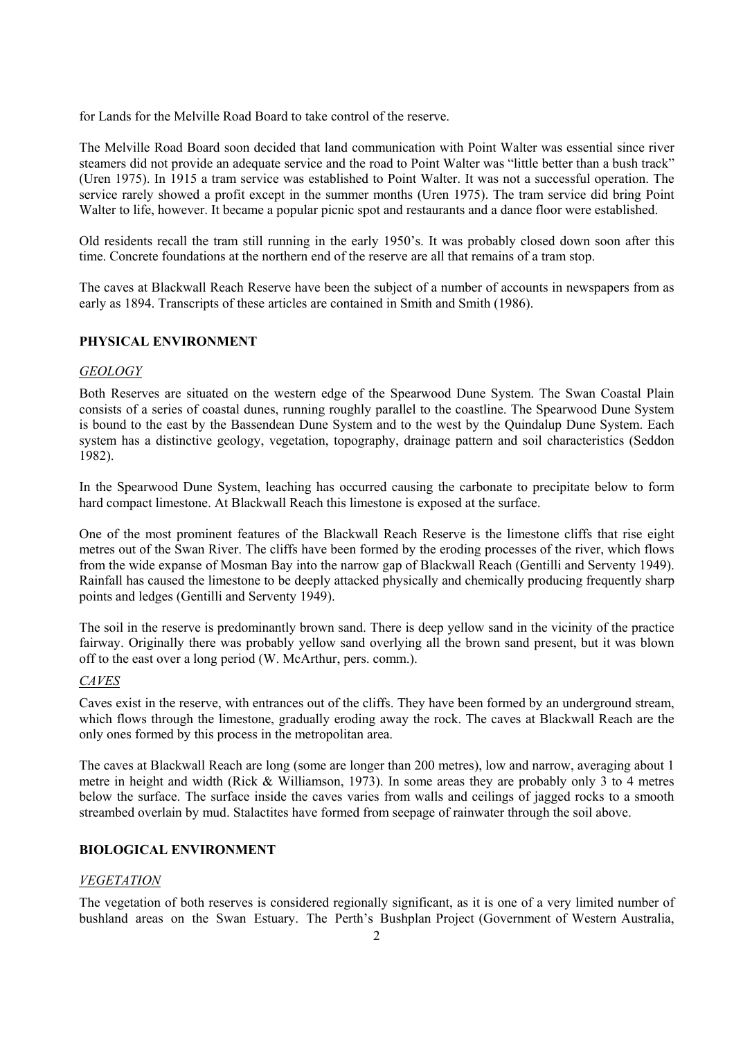for Lands for the Melville Road Board to take control of the reserve.

The Melville Road Board soon decided that land communication with Point Walter was essential since river steamers did not provide an adequate service and the road to Point Walter was "little better than a bush track" (Uren 1975). In 1915 a tram service was established to Point Walter. It was not a successful operation. The service rarely showed a profit except in the summer months (Uren 1975). The tram service did bring Point Walter to life, however. It became a popular picnic spot and restaurants and a dance floor were established.

Old residents recall the tram still running in the early 1950's. It was probably closed down soon after this time. Concrete foundations at the northern end of the reserve are all that remains of a tram stop.

The caves at Blackwall Reach Reserve have been the subject of a number of accounts in newspapers from as early as 1894. Transcripts of these articles are contained in Smith and Smith (1986).

## PHYSICAL ENVIRONMENT

### *GEOLOGY*

Both Reserves are situated on the western edge of the Spearwood Dune System. The Swan Coastal Plain consists of a series of coastal dunes, running roughly parallel to the coastline. The Spearwood Dune System is bound to the east by the Bassendean Dune System and to the west by the Quindalup Dune System. Each system has a distinctive geology, vegetation, topography, drainage pattern and soil characteristics (Seddon 1982).

In the Spearwood Dune System, leaching has occurred causing the carbonate to precipitate below to form hard compact limestone. At Blackwall Reach this limestone is exposed at the surface.

One of the most prominent features of the Blackwall Reach Reserve is the limestone cliffs that rise eight metres out of the Swan River. The cliffs have been formed by the eroding processes of the river, which flows from the wide expanse of Mosman Bay into the narrow gap of Blackwall Reach (Gentilli and Serventy 1949). Rainfall has caused the limestone to be deeply attacked physically and chemically producing frequently sharp points and ledges (Gentilli and Serventy 1949).

The soil in the reserve is predominantly brown sand. There is deep yellow sand in the vicinity of the practice fairway. Originally there was probably yellow sand overlying all the brown sand present, but it was blown off to the east over a long period (W. McArthur, pers. comm.).

### *CAVES*

Caves exist in the reserve, with entrances out of the cliffs. They have been formed by an underground stream, which flows through the limestone, gradually eroding away the rock. The caves at Blackwall Reach are the only ones formed by this process in the metropolitan area.

The caves at Blackwall Reach are long (some are longer than 200 metres), low and narrow, averaging about 1 metre in height and width (Rick & Williamson, 1973). In some areas they are probably only 3 to 4 metres below the surface. The surface inside the caves varies from walls and ceilings of jagged rocks to a smooth streambed overlain by mud. Stalactites have formed from seepage of rainwater through the soil above.

## BIOLOGICAL ENVIRONMENT

### *VEGETATION*

The vegetation of both reserves is considered regionally significant, as it is one of a very limited number of bushland areas on the Swan Estuary. The Perth's Bushplan Project (Government of Western Australia,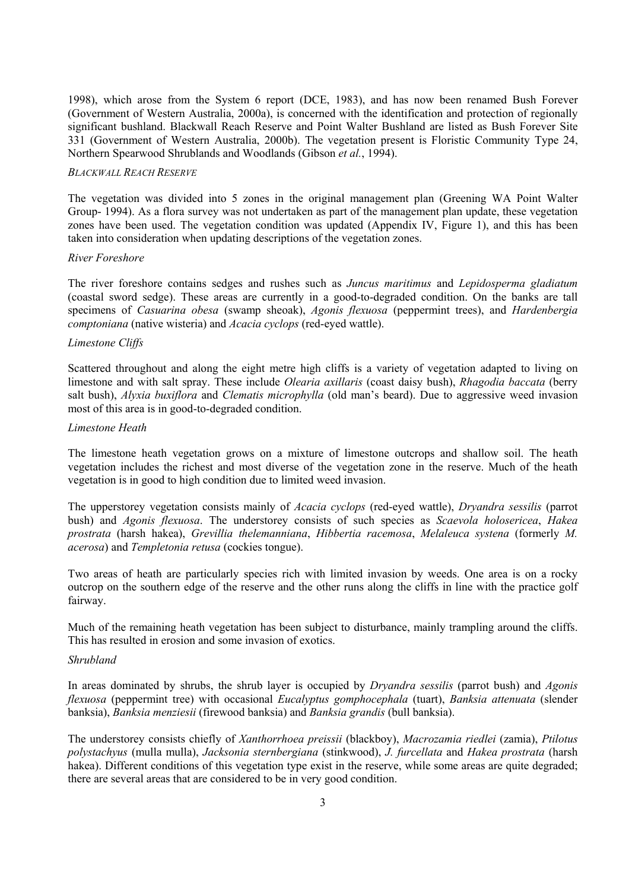1998), which arose from the System 6 report (DCE, 1983), and has now been renamed Bush Forever (Government of Western Australia, 2000a), is concerned with the identification and protection of regionally significant bushland. Blackwall Reach Reserve and Point Walter Bushland are listed as Bush Forever Site 331 (Government of Western Australia, 2000b). The vegetation present is Floristic Community Type 24, Northern Spearwood Shrublands and Woodlands (Gibson *et al.*, 1994).

### *BLACKWALL REACH RESERVE*

The vegetation was divided into 5 zones in the original management plan (Greening WA Point Walter Group- 1994). As a flora survey was not undertaken as part of the management plan update, these vegetation zones have been used. The vegetation condition was updated (Appendix IV, Figure 1), and this has been taken into consideration when updating descriptions of the vegetation zones.

#### *River Foreshore*

The river foreshore contains sedges and rushes such as *Juncus maritimus* and *Lepidosperma gladiatum* (coastal sword sedge). These areas are currently in a good-to-degraded condition. On the banks are tall specimens of *Casuarina obesa* (swamp sheoak), *Agonis flexuosa* (peppermint trees), and *Hardenbergia comptoniana* (native wisteria) and *Acacia cyclops* (red-eyed wattle).

#### *Limestone Cliffs*

Scattered throughout and along the eight metre high cliffs is a variety of vegetation adapted to living on limestone and with salt spray. These include *Olearia axillaris* (coast daisy bush), *Rhagodia baccata* (berry salt bush), *Alyxia buxiflora* and *Clematis microphylla* (old man's beard). Due to aggressive weed invasion most of this area is in good-to-degraded condition.

#### *Limestone Heath*

The limestone heath vegetation grows on a mixture of limestone outcrops and shallow soil. The heath vegetation includes the richest and most diverse of the vegetation zone in the reserve. Much of the heath vegetation is in good to high condition due to limited weed invasion.

The upperstorey vegetation consists mainly of *Acacia cyclops* (red-eyed wattle), *Dryandra sessilis* (parrot bush) and *Agonis flexuosa*. The understorey consists of such species as *Scaevola holosericea*, *Hakea prostrata* (harsh hakea), *Grevillia thelemanniana*, *Hibbertia racemosa*, *Melaleuca systena* (formerly *M. acerosa*) and *Templetonia retusa* (cockies tongue).

Two areas of heath are particularly species rich with limited invasion by weeds. One area is on a rocky outcrop on the southern edge of the reserve and the other runs along the cliffs in line with the practice golf fairway.

Much of the remaining heath vegetation has been subject to disturbance, mainly trampling around the cliffs. This has resulted in erosion and some invasion of exotics.

#### *Shrubland*

In areas dominated by shrubs, the shrub layer is occupied by *Dryandra sessilis* (parrot bush) and *Agonis flexuosa* (peppermint tree) with occasional *Eucalyptus gomphocephala* (tuart), *Banksia attenuata* (slender banksia), *Banksia menziesii* (firewood banksia) and *Banksia grandis* (bull banksia).

The understorey consists chiefly of *Xanthorrhoea preissii* (blackboy), *Macrozamia riedlei* (zamia), *Ptilotus polystachyus* (mulla mulla), *Jacksonia sternbergiana* (stinkwood), *J. furcellata* and *Hakea prostrata* (harsh hakea). Different conditions of this vegetation type exist in the reserve, while some areas are quite degraded; there are several areas that are considered to be in very good condition.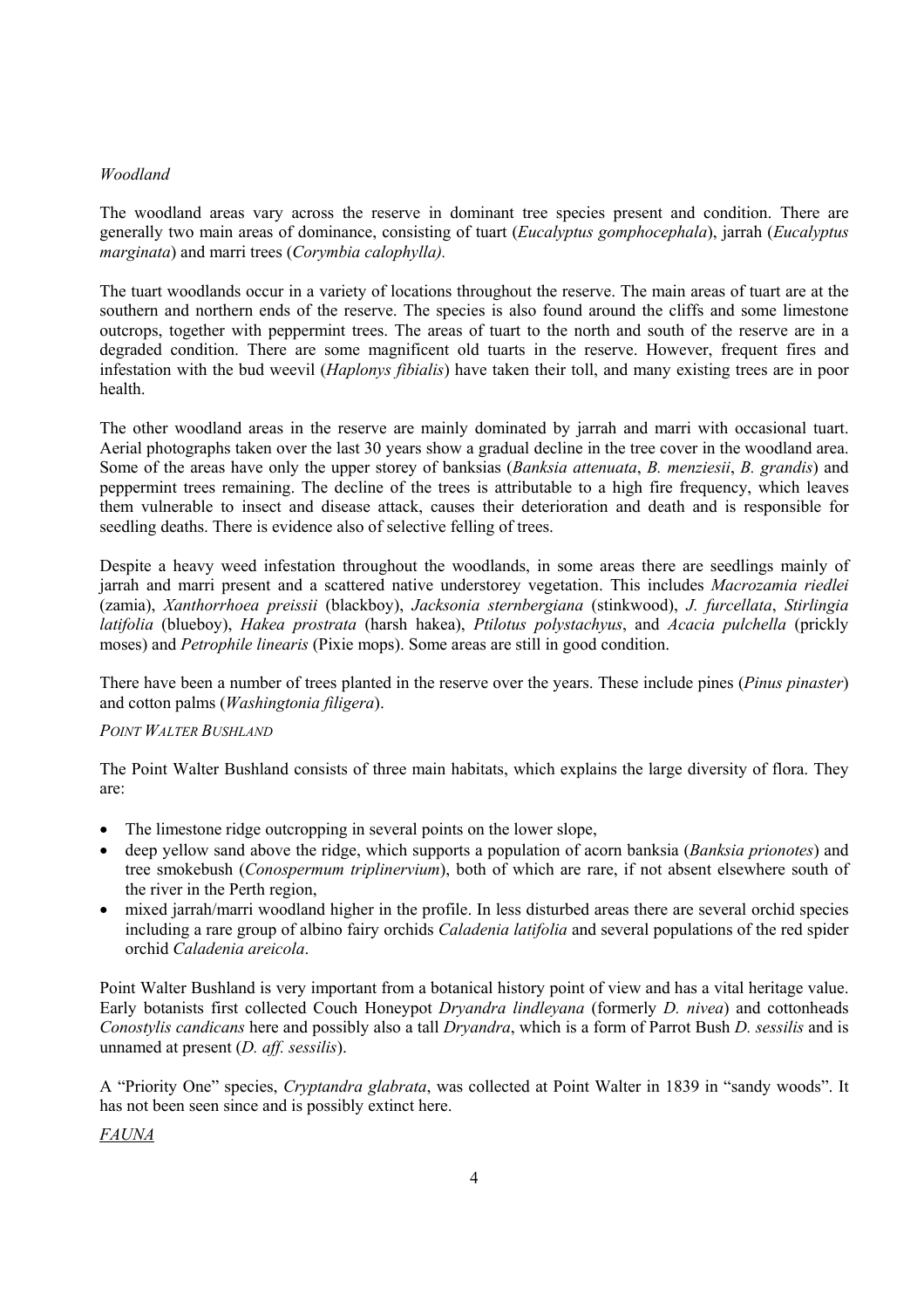*Woodland*

The woodland areas vary across the reserve in dominant tree species present and condition. There are generally two main areas of dominance, consisting of tuart (*Eucalyptus gomphocephala*), jarrah (*Eucalyptus marginata*) and marri trees (*Corymbia calophylla).*

The tuart woodlands occur in a variety of locations throughout the reserve. The main areas of tuart are at the southern and northern ends of the reserve. The species is also found around the cliffs and some limestone outcrops, together with peppermint trees. The areas of tuart to the north and south of the reserve are in a degraded condition. There are some magnificent old tuarts in the reserve. However, frequent fires and infestation with the bud weevil (*Haplonys fibialis*) have taken their toll, and many existing trees are in poor health.

The other woodland areas in the reserve are mainly dominated by jarrah and marri with occasional tuart. Aerial photographs taken over the last 30 years show a gradual decline in the tree cover in the woodland area. Some of the areas have only the upper storey of banksias (*Banksia attenuata*, *B. menziesii*, *B. grandis*) and peppermint trees remaining. The decline of the trees is attributable to a high fire frequency, which leaves them vulnerable to insect and disease attack, causes their deterioration and death and is responsible for seedling deaths. There is evidence also of selective felling of trees.

Despite a heavy weed infestation throughout the woodlands, in some areas there are seedlings mainly of jarrah and marri present and a scattered native understorey vegetation. This includes *Macrozamia riedlei* (zamia), *Xanthorrhoea preissii* (blackboy), *Jacksonia sternbergiana* (stinkwood), *J. furcellata*, *Stirlingia latifolia* (blueboy), *Hakea prostrata* (harsh hakea), *Ptilotus polystachyus*, and *Acacia pulchella* (prickly moses) and *Petrophile linearis* (Pixie mops). Some areas are still in good condition.

There have been a number of trees planted in the reserve over the years. These include pines (*Pinus pinaster*) and cotton palms (*Washingtonia filigera*).

*POINT WALTER BUSHLAND*

The Point Walter Bushland consists of three main habitats, which explains the large diversity of flora. They are:

- The limestone ridge outcropping in several points on the lower slope,
- deep yellow sand above the ridge, which supports a population of acorn banksia (*Banksia prionotes*) and tree smokebush (*Conospermum triplinervium*), both of which are rare, if not absent elsewhere south of the river in the Perth region,
- mixed jarrah/marri woodland higher in the profile. In less disturbed areas there are several orchid species including a rare group of albino fairy orchids *Caladenia latifolia* and several populations of the red spider orchid *Caladenia areicola*.

Point Walter Bushland is very important from a botanical history point of view and has a vital heritage value. Early botanists first collected Couch Honeypot *Dryandra lindleyana* (formerly *D. nivea*) and cottonheads *Conostylis candicans* here and possibly also a tall *Dryandra*, which is a form of Parrot Bush *D. sessilis* and is unnamed at present (*D. aff. sessilis*).

A "Priority One" species, *Cryptandra glabrata*, was collected at Point Walter in 1839 in "sandy woods". It has not been seen since and is possibly extinct here.

*FAUNA*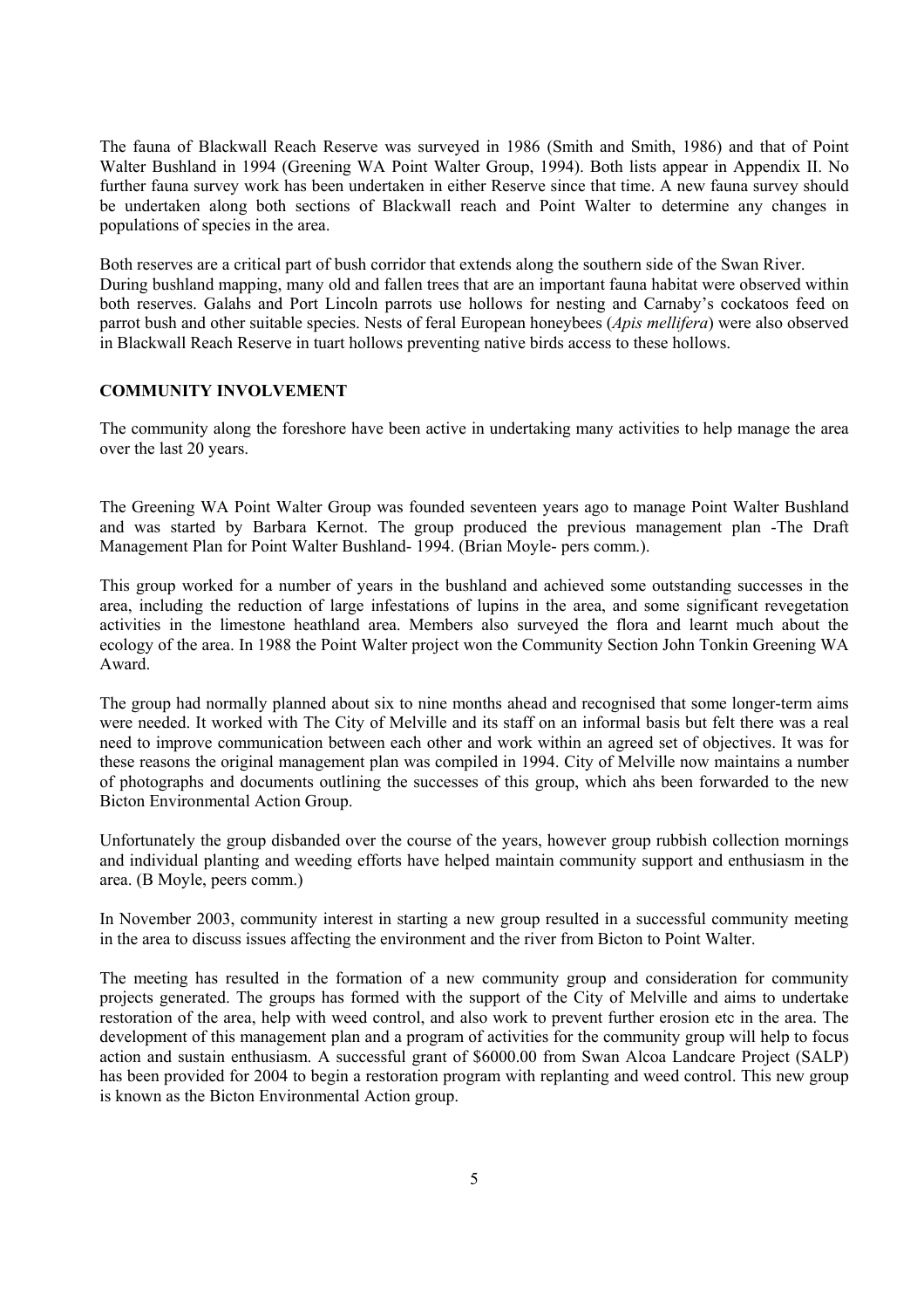The fauna of Blackwall Reach Reserve was surveyed in 1986 (Smith and Smith, 1986) and that of Point Walter Bushland in 1994 (Greening WA Point Walter Group, 1994). Both lists appear in Appendix II. No further fauna survey work has been undertaken in either Reserve since that time. A new fauna survey should be undertaken along both sections of Blackwall reach and Point Walter to determine any changes in populations of species in the area.

Both reserves are a critical part of bush corridor that extends along the southern side of the Swan River. During bushland mapping, many old and fallen trees that are an important fauna habitat were observed within both reserves. Galahs and Port Lincoln parrots use hollows for nesting and Carnaby's cockatoos feed on parrot bush and other suitable species. Nests of feral European honeybees (*Apis mellifera*) were also observed in Blackwall Reach Reserve in tuart hollows preventing native birds access to these hollows.

## COMMUNITY INVOLVEMENT

The community along the foreshore have been active in undertaking many activities to help manage the area over the last 20 years.

The Greening WA Point Walter Group was founded seventeen years ago to manage Point Walter Bushland and was started by Barbara Kernot. The group produced the previous management plan -The Draft Management Plan for Point Walter Bushland- 1994. (Brian Moyle- pers comm.).

This group worked for a number of years in the bushland and achieved some outstanding successes in the area, including the reduction of large infestations of lupins in the area, and some significant revegetation activities in the limestone heathland area. Members also surveyed the flora and learnt much about the ecology of the area. In 1988 the Point Walter project won the Community Section John Tonkin Greening WA Award.

The group had normally planned about six to nine months ahead and recognised that some longer-term aims were needed. It worked with The City of Melville and its staff on an informal basis but felt there was a real need to improve communication between each other and work within an agreed set of objectives. It was for these reasons the original management plan was compiled in 1994. City of Melville now maintains a number of photographs and documents outlining the successes of this group, which ahs been forwarded to the new Bicton Environmental Action Group.

Unfortunately the group disbanded over the course of the years, however group rubbish collection mornings and individual planting and weeding efforts have helped maintain community support and enthusiasm in the area. (B Moyle, peers comm.)

In November 2003, community interest in starting a new group resulted in a successful community meeting in the area to discuss issues affecting the environment and the river from Bicton to Point Walter.

The meeting has resulted in the formation of a new community group and consideration for community projects generated. The groups has formed with the support of the City of Melville and aims to undertake restoration of the area, help with weed control, and also work to prevent further erosion etc in the area. The development of this management plan and a program of activities for the community group will help to focus action and sustain enthusiasm. A successful grant of $6000.00 from Swan Alcoa Landcare Project (SALP) has been provided for 2004 to begin a restoration program with replanting and weed control. This new group is known as the Bicton Environmental Action group.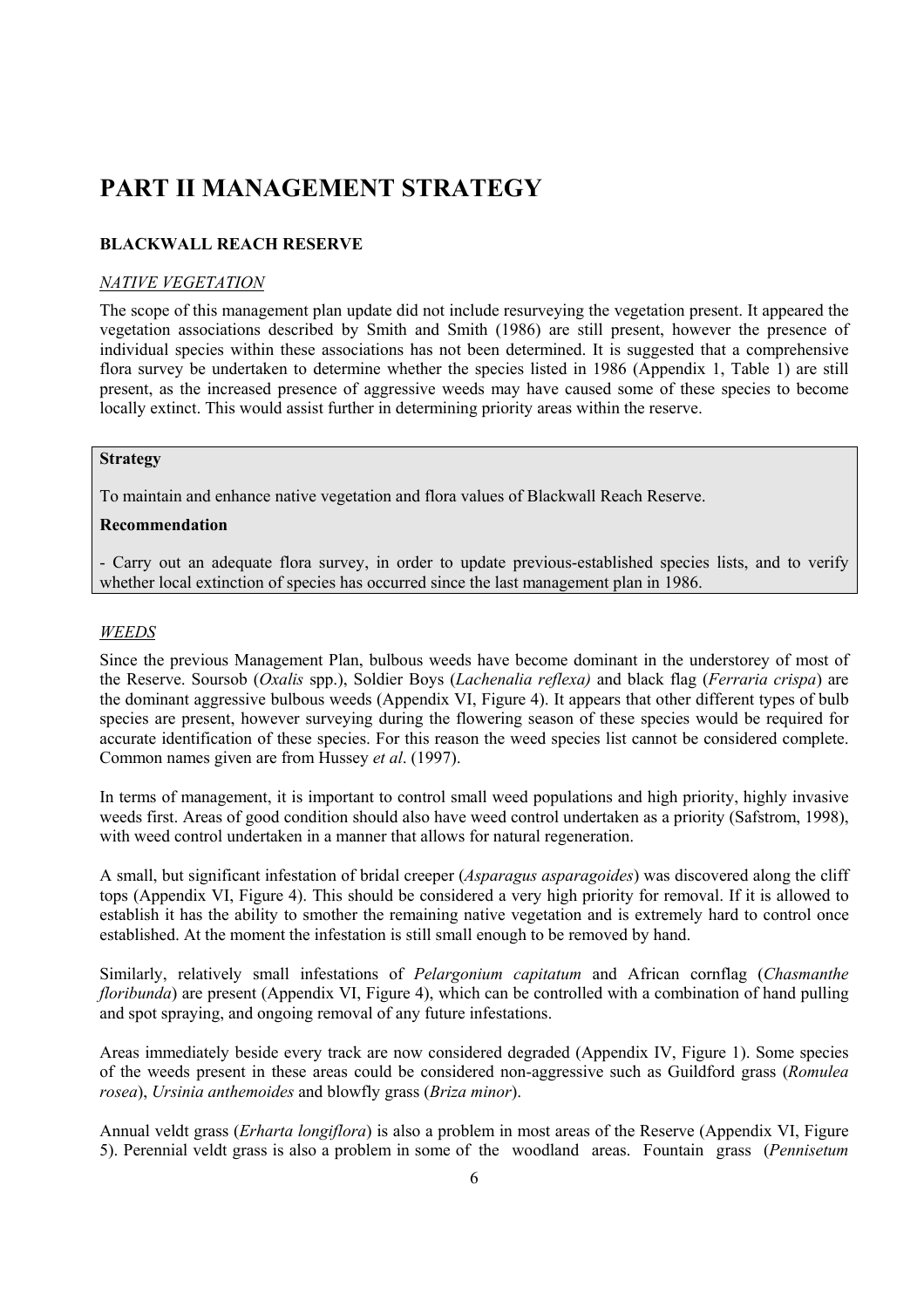# PART II MANAGEMENT STRATEGY

### BLACKWALL REACH RESERVE

#### *NATIVE VEGETATION*

The scope of this management plan update did not include resurveying the vegetation present. It appeared the vegetation associations described by Smith and Smith (1986) are still present, however the presence of individual species within these associations has not been determined. It is suggested that a comprehensive flora survey be undertaken to determine whether the species listed in 1986 (Appendix 1, Table 1) are still present, as the increased presence of aggressive weeds may have caused some of these species to become locally extinct. This would assist further in determining priority areas within the reserve.

**Strategy**

To maintain and enhance native vegetation and flora values of Blackwall Reach Reserve.

**Recommendation**

- Carry out an adequate flora survey, in order to update previous-established species lists, and to verify whether local extinction of species has occurred since the last management plan in 1986.

#### *WEEDS*

Since the previous Management Plan, bulbous weeds have become dominant in the understorey of most of the Reserve. Soursob (*Oxalis* spp.), Soldier Boys (*Lachenalia reflexa)* and black flag (*Ferraria crispa*) are the dominant aggressive bulbous weeds (Appendix VI, Figure 4). It appears that other different types of bulb species are present, however surveying during the flowering season of these species would be required for accurate identification of these species. For this reason the weed species list cannot be considered complete. Common names given are from Hussey *et al*. (1997).

In terms of management, it is important to control small weed populations and high priority, highly invasive weeds first. Areas of good condition should also have weed control undertaken as a priority (Safstrom, 1998), with weed control undertaken in a manner that allows for natural regeneration.

A small, but significant infestation of bridal creeper (*Asparagus asparagoides*) was discovered along the cliff tops (Appendix VI, Figure 4). This should be considered a very high priority for removal. If it is allowed to establish it has the ability to smother the remaining native vegetation and is extremely hard to control once established. At the moment the infestation is still small enough to be removed by hand.

Similarly, relatively small infestations of *Pelargonium capitatum* and African cornflag (*Chasmanthe floribunda*) are present (Appendix VI, Figure 4), which can be controlled with a combination of hand pulling and spot spraying, and ongoing removal of any future infestations.

Areas immediately beside every track are now considered degraded (Appendix IV, Figure 1). Some species of the weeds present in these areas could be considered non-aggressive such as Guildford grass (*Romulea rosea*), *Ursinia anthemoides* and blowfly grass (*Briza minor*).

Annual veldt grass (*Erharta longiflora*) is also a problem in most areas of the Reserve (Appendix VI, Figure 5). Perennial veldt grass is also a problem in some of the woodland areas. Fountain grass (*Pennisetum*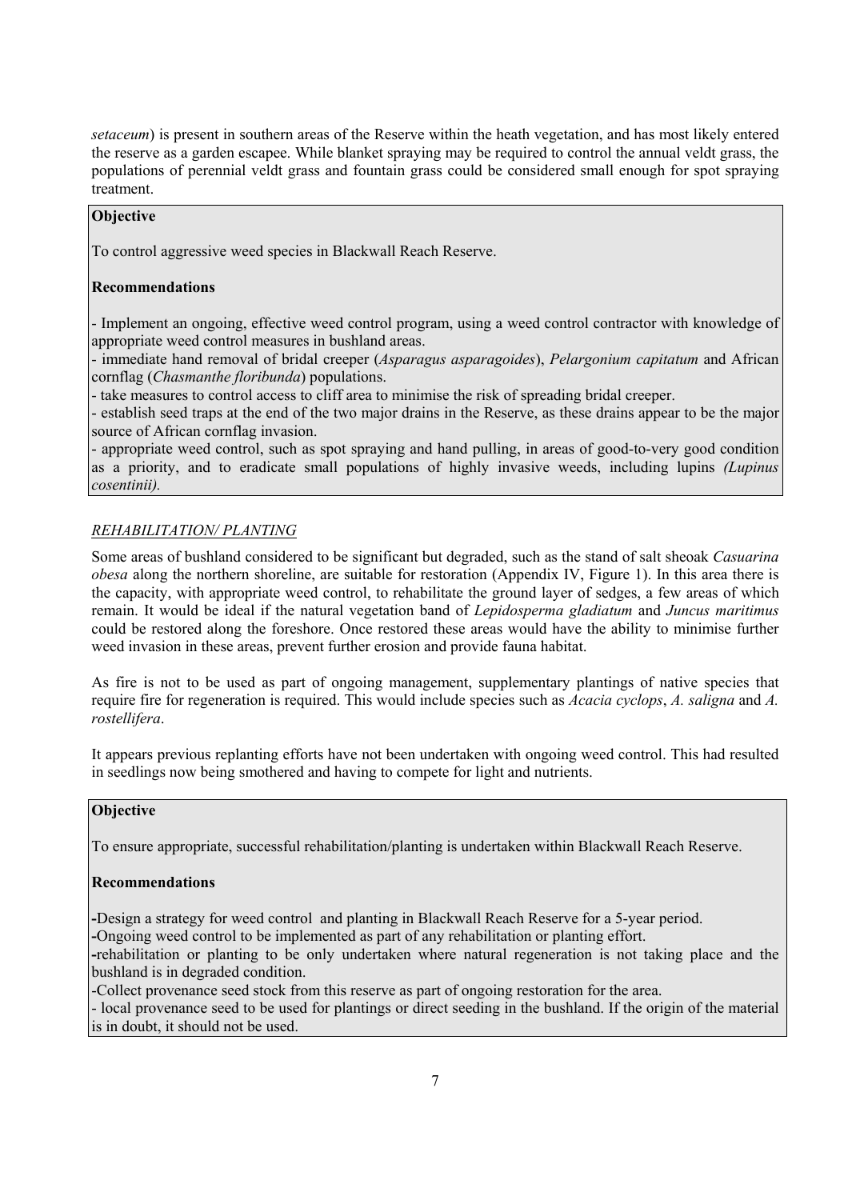*setaceum*) is present in southern areas of the Reserve within the heath vegetation, and has most likely entered the reserve as a garden escapee. While blanket spraying may be required to control the annual veldt grass, the populations of perennial veldt grass and fountain grass could be considered small enough for spot spraying treatment.

**Objective**

To control aggressive weed species in Blackwall Reach Reserve.

**Recommendations**

- Implement an ongoing, effective weed control program, using a weed control contractor with knowledge of appropriate weed control measures in bushland areas.
- immediate hand removal of bridal creeper (*Asparagus asparagoides*), *Pelargonium capitatum* and African cornflag (*Chasmanthe floribunda*) populations.
- take measures to control access to cliff area to minimise the risk of spreading bridal creeper.
- establish seed traps at the end of the two major drains in the Reserve, as these drains appear to be the major source of African cornflag invasion.
- appropriate weed control, such as spot spraying and hand pulling, in areas of good-to-very good condition as a priority, and to eradicate small populations of highly invasive weeds, including lupins *(Lupinus cosentinii).*

### *REHABILITATION/ PLANTING*

Some areas of bushland considered to be significant but degraded, such as the stand of salt sheoak *Casuarina obesa* along the northern shoreline, are suitable for restoration (Appendix IV, Figure 1). In this area there is the capacity, with appropriate weed control, to rehabilitate the ground layer of sedges, a few areas of which remain. It would be ideal if the natural vegetation band of *Lepidosperma gladiatum* and *Juncus maritimus* could be restored along the foreshore. Once restored these areas would have the ability to minimise further weed invasion in these areas, prevent further erosion and provide fauna habitat.

As fire is not to be used as part of ongoing management, supplementary plantings of native species that require fire for regeneration is required. This would include species such as *Acacia cyclops*, *A. saligna* and *A. rostellifera*.

It appears previous replanting efforts have not been undertaken with ongoing weed control. This had resulted in seedlings now being smothered and having to compete for light and nutrients.

**Objective**

To ensure appropriate, successful rehabilitation/planting is undertaken within Blackwall Reach Reserve.

**Recommendations**

-Design a strategy for weed control and planting in Blackwall Reach Reserve for a 5-year period.
-Ongoing weed control to be implemented as part of any rehabilitation or planting effort.
-rehabilitation or planting to be only undertaken where natural regeneration is not taking place and the bushland is in degraded condition.
-Collect provenance seed stock from this reserve as part of ongoing restoration for the area.
- local provenance seed to be used for plantings or direct seeding in the bushland. If the origin of the material is in doubt, it should not be used.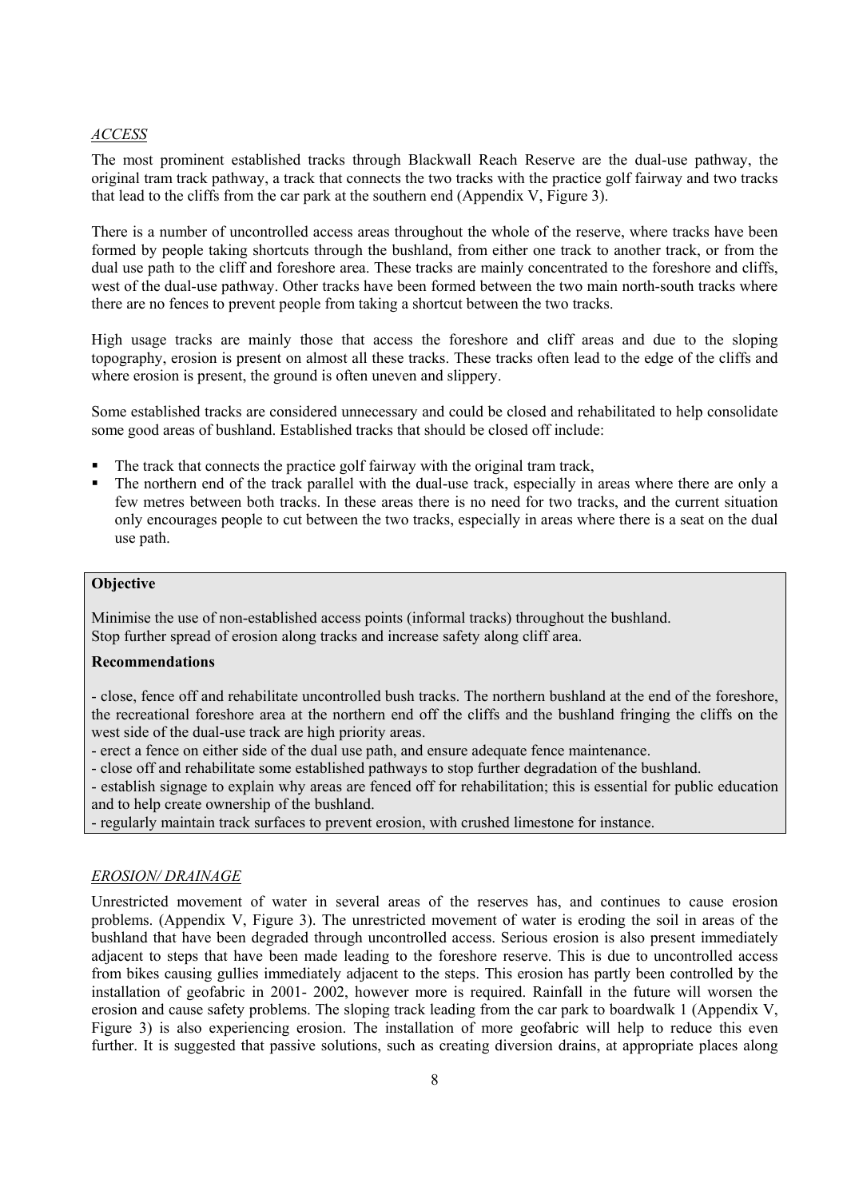*ACCESS*

The most prominent established tracks through Blackwall Reach Reserve are the dual-use pathway, the original tram track pathway, a track that connects the two tracks with the practice golf fairway and two tracks that lead to the cliffs from the car park at the southern end (Appendix V, Figure 3).

There is a number of uncontrolled access areas throughout the whole of the reserve, where tracks have been formed by people taking shortcuts through the bushland, from either one track to another track, or from the dual use path to the cliff and foreshore area. These tracks are mainly concentrated to the foreshore and cliffs, west of the dual-use pathway. Other tracks have been formed between the two main north-south tracks where there are no fences to prevent people from taking a shortcut between the two tracks.

High usage tracks are mainly those that access the foreshore and cliff areas and due to the sloping topography, erosion is present on almost all these tracks. These tracks often lead to the edge of the cliffs and where erosion is present, the ground is often uneven and slippery.

Some established tracks are considered unnecessary and could be closed and rehabilitated to help consolidate some good areas of bushland. Established tracks that should be closed off include:

- The track that connects the practice golf fairway with the original tram track,
- The northern end of the track parallel with the dual-use track, especially in areas where there are only a few metres between both tracks. In these areas there is no need for two tracks, and the current situation only encourages people to cut between the two tracks, especially in areas where there is a seat on the dual use path.

**Objective**

Minimise the use of non-established access points (informal tracks) throughout the bushland.
Stop further spread of erosion along tracks and increase safety along cliff area.

**Recommendations**

- close, fence off and rehabilitate uncontrolled bush tracks. The northern bushland at the end of the foreshore, the recreational foreshore area at the northern end off the cliffs and the bushland fringing the cliffs on the west side of the dual-use track are high priority areas.
- erect a fence on either side of the dual use path, and ensure adequate fence maintenance.
- close off and rehabilitate some established pathways to stop further degradation of the bushland.
- establish signage to explain why areas are fenced off for rehabilitation; this is essential for public education and to help create ownership of the bushland.
- regularly maintain track surfaces to prevent erosion, with crushed limestone for instance.

*EROSION/ DRAINAGE*

Unrestricted movement of water in several areas of the reserves has, and continues to cause erosion problems. (Appendix V, Figure 3). The unrestricted movement of water is eroding the soil in areas of the bushland that have been degraded through uncontrolled access. Serious erosion is also present immediately adjacent to steps that have been made leading to the foreshore reserve. This is due to uncontrolled access from bikes causing gullies immediately adjacent to the steps. This erosion has partly been controlled by the installation of geofabric in 2001- 2002, however more is required. Rainfall in the future will worsen the erosion and cause safety problems. The sloping track leading from the car park to boardwalk 1 (Appendix V, Figure 3) is also experiencing erosion. The installation of more geofabric will help to reduce this even further. It is suggested that passive solutions, such as creating diversion drains, at appropriate places along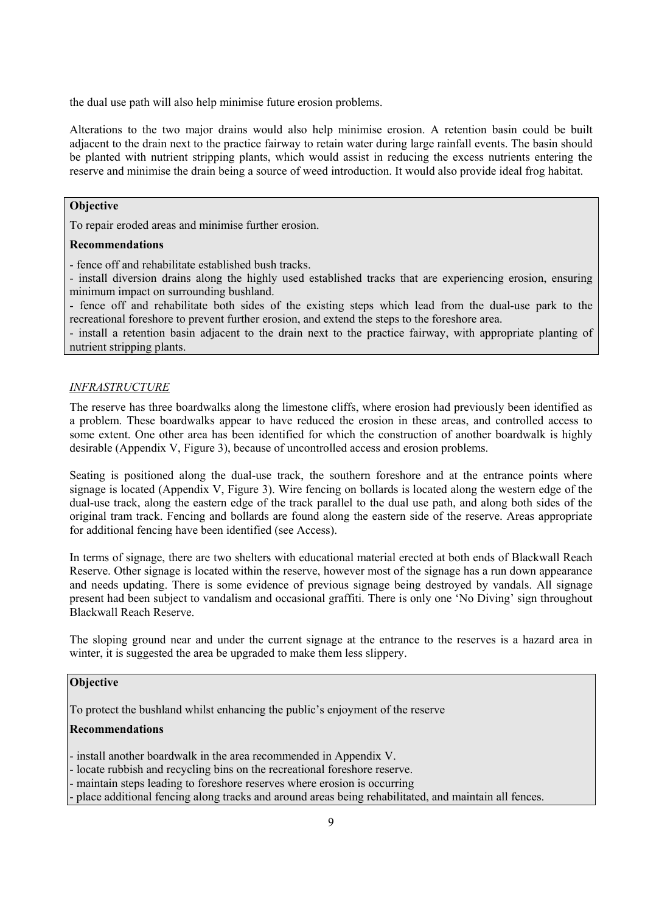the dual use path will also help minimise future erosion problems.

Alterations to the two major drains would also help minimise erosion. A retention basin could be built adjacent to the drain next to the practice fairway to retain water during large rainfall events. The basin should be planted with nutrient stripping plants, which would assist in reducing the excess nutrients entering the reserve and minimise the drain being a source of weed introduction. It would also provide ideal frog habitat.

> **Objective**
>
> To repair eroded areas and minimise further erosion.
>
> **Recommendations**
>
> - fence off and rehabilitate established bush tracks.
> - install diversion drains along the highly used established tracks that are experiencing erosion, ensuring minimum impact on surrounding bushland.
> - fence off and rehabilitate both sides of the existing steps which lead from the dual-use park to the recreational foreshore to prevent further erosion, and extend the steps to the foreshore area.
> - install a retention basin adjacent to the drain next to the practice fairway, with appropriate planting of nutrient stripping plants.

*INFRASTRUCTURE*

The reserve has three boardwalks along the limestone cliffs, where erosion had previously been identified as a problem. These boardwalks appear to have reduced the erosion in these areas, and controlled access to some extent. One other area has been identified for which the construction of another boardwalk is highly desirable (Appendix V, Figure 3), because of uncontrolled access and erosion problems.

Seating is positioned along the dual-use track, the southern foreshore and at the entrance points where signage is located (Appendix V, Figure 3). Wire fencing on bollards is located along the western edge of the dual-use track, along the eastern edge of the track parallel to the dual use path, and along both sides of the original tram track. Fencing and bollards are found along the eastern side of the reserve. Areas appropriate for additional fencing have been identified (see Access).

In terms of signage, there are two shelters with educational material erected at both ends of Blackwall Reach Reserve. Other signage is located within the reserve, however most of the signage has a run down appearance and needs updating. There is some evidence of previous signage being destroyed by vandals. All signage present had been subject to vandalism and occasional graffiti. There is only one 'No Diving' sign throughout Blackwall Reach Reserve.

The sloping ground near and under the current signage at the entrance to the reserves is a hazard area in winter, it is suggested the area be upgraded to make them less slippery.

> **Objective**
>
> To protect the bushland whilst enhancing the public's enjoyment of the reserve
>
> **Recommendations**
>
> - install another boardwalk in the area recommended in Appendix V.
> - locate rubbish and recycling bins on the recreational foreshore reserve.
> - maintain steps leading to foreshore reserves where erosion is occurring
> - place additional fencing along tracks and around areas being rehabilitated, and maintain all fences.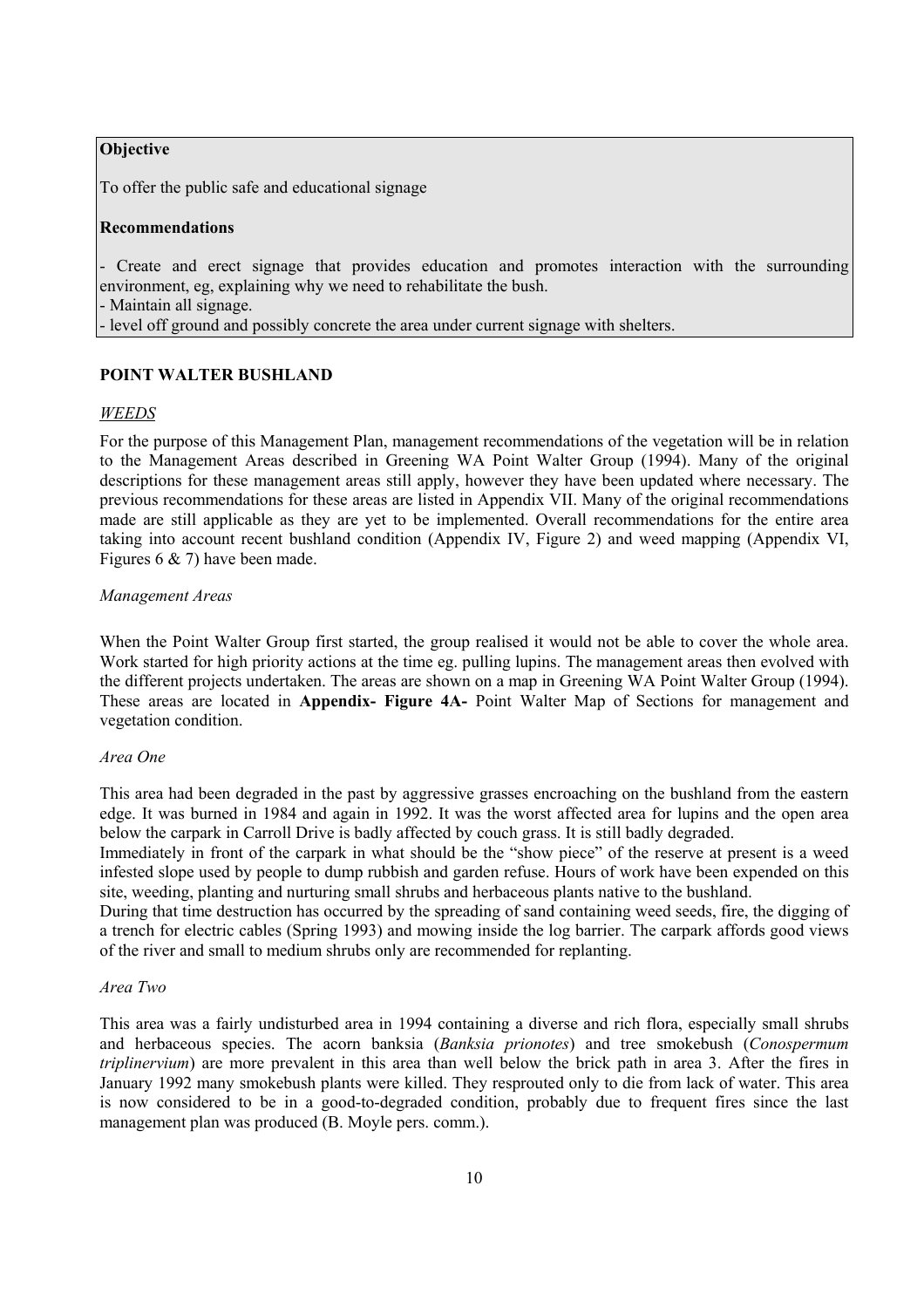**Objective**

To offer the public safe and educational signage

**Recommendations**

- Create and erect signage that provides education and promotes interaction with the surrounding environment, eg, explaining why we need to rehabilitate the bush.
- Maintain all signage.
- level off ground and possibly concrete the area under current signage with shelters.

## POINT WALTER BUSHLAND

### *WEEDS*

For the purpose of this Management Plan, management recommendations of the vegetation will be in relation to the Management Areas described in Greening WA Point Walter Group (1994). Many of the original descriptions for these management areas still apply, however they have been updated where necessary. The previous recommendations for these areas are listed in Appendix VII. Many of the original recommendations made are still applicable as they are yet to be implemented. Overall recommendations for the entire area taking into account recent bushland condition (Appendix IV, Figure 2) and weed mapping (Appendix VI, Figures 6 & 7) have been made.

#### *Management Areas*

When the Point Walter Group first started, the group realised it would not be able to cover the whole area. Work started for high priority actions at the time eg. pulling lupins. The management areas then evolved with the different projects undertaken. The areas are shown on a map in Greening WA Point Walter Group (1994). These areas are located in **Appendix- Figure 4A-** Point Walter Map of Sections for management and vegetation condition.

#### *Area One*

This area had been degraded in the past by aggressive grasses encroaching on the bushland from the eastern edge. It was burned in 1984 and again in 1992. It was the worst affected area for lupins and the open area below the carpark in Carroll Drive is badly affected by couch grass. It is still badly degraded.

Immediately in front of the carpark in what should be the "show piece" of the reserve at present is a weed infested slope used by people to dump rubbish and garden refuse. Hours of work have been expended on this site, weeding, planting and nurturing small shrubs and herbaceous plants native to the bushland.

During that time destruction has occurred by the spreading of sand containing weed seeds, fire, the digging of a trench for electric cables (Spring 1993) and mowing inside the log barrier. The carpark affords good views of the river and small to medium shrubs only are recommended for replanting.

#### *Area Two*

This area was a fairly undisturbed area in 1994 containing a diverse and rich flora, especially small shrubs and herbaceous species. The acorn banksia (*Banksia prionotes*) and tree smokebush (*Conospermum triplinervium*) are more prevalent in this area than well below the brick path in area 3. After the fires in January 1992 many smokebush plants were killed. They resprouted only to die from lack of water. This area is now considered to be in a good-to-degraded condition, probably due to frequent fires since the last management plan was produced (B. Moyle pers. comm.).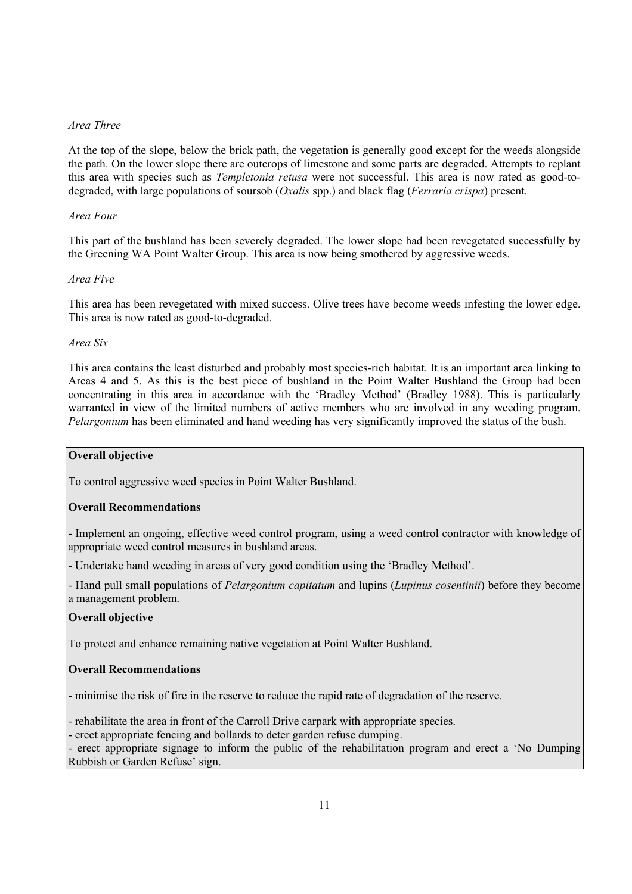*Area Three*

At the top of the slope, below the brick path, the vegetation is generally good except for the weeds alongside the path. On the lower slope there are outcrops of limestone and some parts are degraded. Attempts to replant this area with species such as *Templetonia retusa* were not successful. This area is now rated as good-to-degraded, with large populations of soursob (*Oxalis* spp.) and black flag (*Ferraria crispa*) present.

*Area Four*

This part of the bushland has been severely degraded. The lower slope had been revegetated successfully by the Greening WA Point Walter Group. This area is now being smothered by aggressive weeds.

*Area Five*

This area has been revegetated with mixed success. Olive trees have become weeds infesting the lower edge. This area is now rated as good-to-degraded.

*Area Six*

This area contains the least disturbed and probably most species-rich habitat. It is an important area linking to Areas 4 and 5. As this is the best piece of bushland in the Point Walter Bushland the Group had been concentrating in this area in accordance with the 'Bradley Method' (Bradley 1988). This is particularly warranted in view of the limited numbers of active members who are involved in any weeding program. *Pelargonium* has been eliminated and hand weeding has very significantly improved the status of the bush.

**Overall objective**

To control aggressive weed species in Point Walter Bushland.

**Overall Recommendations**

- Implement an ongoing, effective weed control program, using a weed control contractor with knowledge of appropriate weed control measures in bushland areas.
- Undertake hand weeding in areas of very good condition using the 'Bradley Method'.
- Hand pull small populations of *Pelargonium capitatum* and lupins (*Lupinus cosentinii*) before they become a management problem.

**Overall objective**

To protect and enhance remaining native vegetation at Point Walter Bushland.

**Overall Recommendations**

- minimise the risk of fire in the reserve to reduce the rapid rate of degradation of the reserve.
- rehabilitate the area in front of the Carroll Drive carpark with appropriate species.
- erect appropriate fencing and bollards to deter garden refuse dumping.
- erect appropriate signage to inform the public of the rehabilitation program and erect a 'No Dumping Rubbish or Garden Refuse' sign.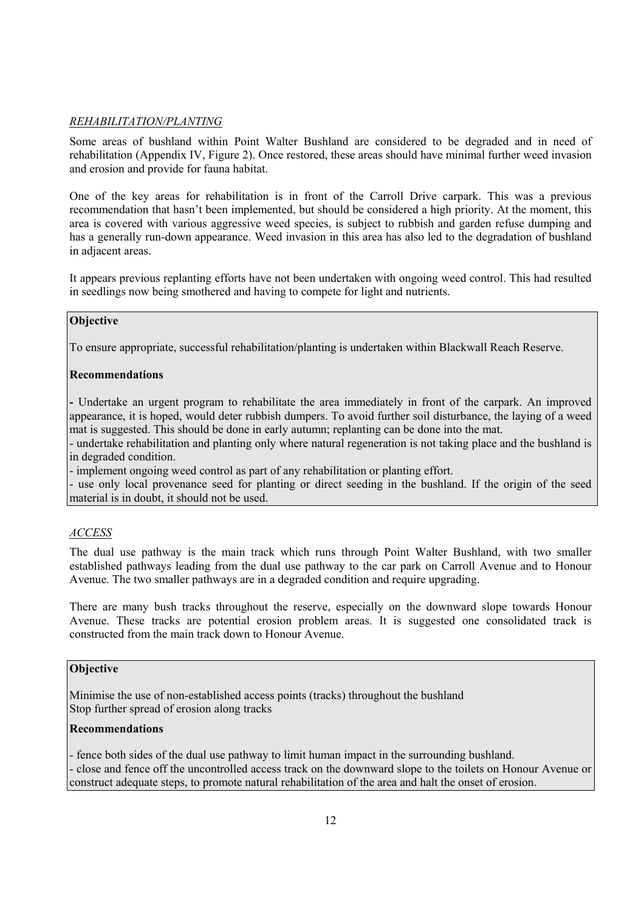*REHABILITATION/PLANTING*

Some areas of bushland within Point Walter Bushland are considered to be degraded and in need of rehabilitation (Appendix IV, Figure 2). Once restored, these areas should have minimal further weed invasion and erosion and provide for fauna habitat.

One of the key areas for rehabilitation is in front of the Carroll Drive carpark. This was a previous recommendation that hasn't been implemented, but should be considered a high priority. At the moment, this area is covered with various aggressive weed species, is subject to rubbish and garden refuse dumping and has a generally run-down appearance. Weed invasion in this area has also led to the degradation of bushland in adjacent areas.

It appears previous replanting efforts have not been undertaken with ongoing weed control. This had resulted in seedlings now being smothered and having to compete for light and nutrients.

**Objective**

To ensure appropriate, successful rehabilitation/planting is undertaken within Blackwall Reach Reserve.

**Recommendations**

- Undertake an urgent program to rehabilitate the area immediately in front of the carpark. An improved appearance, it is hoped, would deter rubbish dumpers. To avoid further soil disturbance, the laying of a weed mat is suggested. This should be done in early autumn; replanting can be done into the mat.
- undertake rehabilitation and planting only where natural regeneration is not taking place and the bushland is in degraded condition.
- implement ongoing weed control as part of any rehabilitation or planting effort.
- use only local provenance seed for planting or direct seeding in the bushland. If the origin of the seed material is in doubt, it should not be used.

*ACCESS*

The dual use pathway is the main track which runs through Point Walter Bushland, with two smaller established pathways leading from the dual use pathway to the car park on Carroll Avenue and to Honour Avenue. The two smaller pathways are in a degraded condition and require upgrading.

There are many bush tracks throughout the reserve, especially on the downward slope towards Honour Avenue. These tracks are potential erosion problem areas. It is suggested one consolidated track is constructed from the main track down to Honour Avenue.

**Objective**

Minimise the use of non-established access points (tracks) throughout the bushland
Stop further spread of erosion along tracks

**Recommendations**

- fence both sides of the dual use pathway to limit human impact in the surrounding bushland.
- close and fence off the uncontrolled access track on the downward slope to the toilets on Honour Avenue or construct adequate steps, to promote natural rehabilitation of the area and halt the onset of erosion.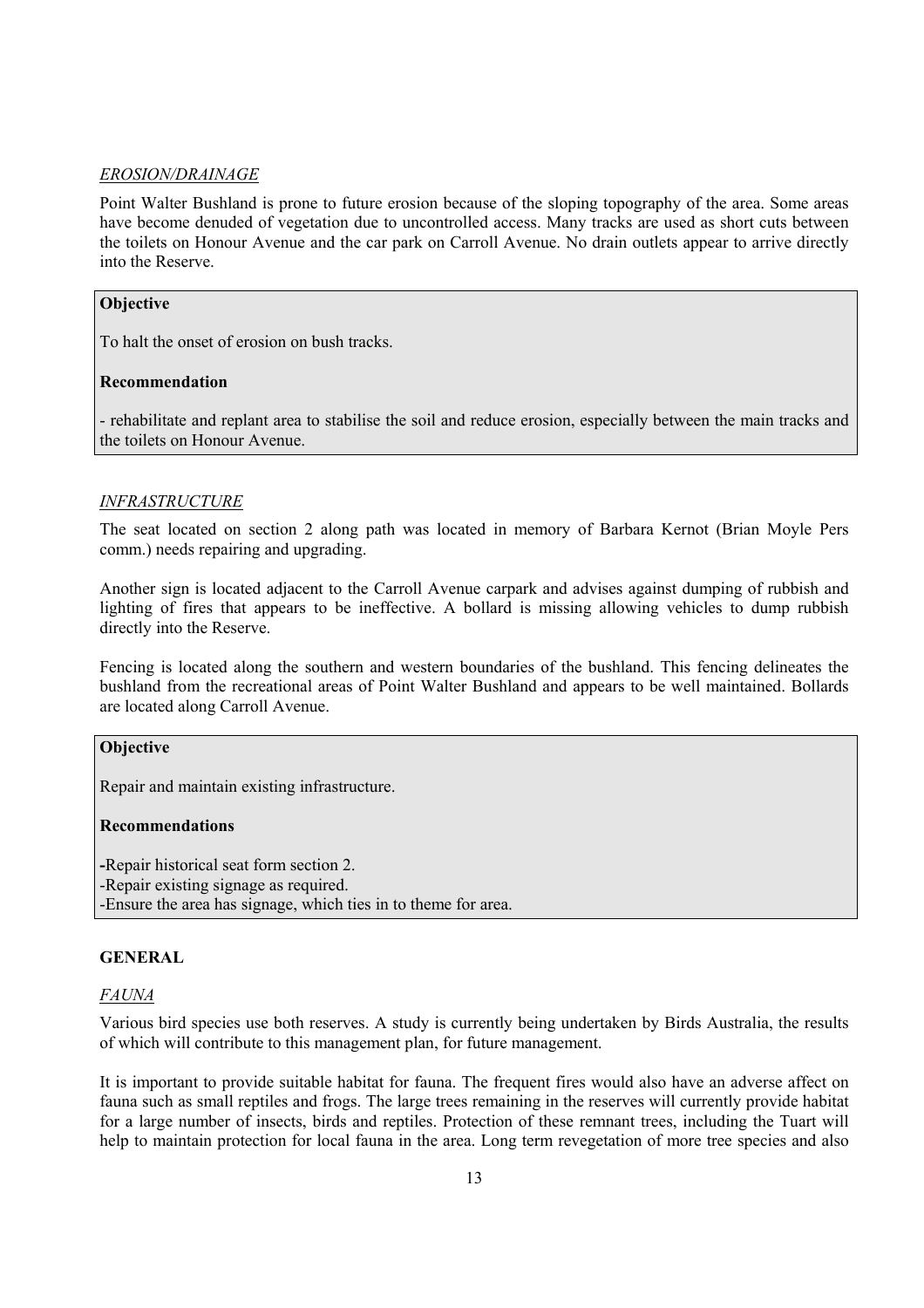*EROSION/DRAINAGE*

Point Walter Bushland is prone to future erosion because of the sloping topography of the area. Some areas have become denuded of vegetation due to uncontrolled access. Many tracks are used as short cuts between the toilets on Honour Avenue and the car park on Carroll Avenue. No drain outlets appear to arrive directly into the Reserve.

> **Objective**
>
> To halt the onset of erosion on bush tracks.
>
> **Recommendation**
>
> - rehabilitate and replant area to stabilise the soil and reduce erosion, especially between the main tracks and the toilets on Honour Avenue.

*INFRASTRUCTURE*

The seat located on section 2 along path was located in memory of Barbara Kernot (Brian Moyle Pers comm.) needs repairing and upgrading.

Another sign is located adjacent to the Carroll Avenue carpark and advises against dumping of rubbish and lighting of fires that appears to be ineffective. A bollard is missing allowing vehicles to dump rubbish directly into the Reserve.

Fencing is located along the southern and western boundaries of the bushland. This fencing delineates the bushland from the recreational areas of Point Walter Bushland and appears to be well maintained. Bollards are located along Carroll Avenue.

> **Objective**
>
> Repair and maintain existing infrastructure.
>
> **Recommendations**
>
> -Repair historical seat form section 2.
> -Repair existing signage as required.
> -Ensure the area has signage, which ties in to theme for area.

**GENERAL**

*FAUNA*

Various bird species use both reserves. A study is currently being undertaken by Birds Australia, the results of which will contribute to this management plan, for future management.

It is important to provide suitable habitat for fauna. The frequent fires would also have an adverse affect on fauna such as small reptiles and frogs. The large trees remaining in the reserves will currently provide habitat for a large number of insects, birds and reptiles. Protection of these remnant trees, including the Tuart will help to maintain protection for local fauna in the area. Long term revegetation of more tree species and also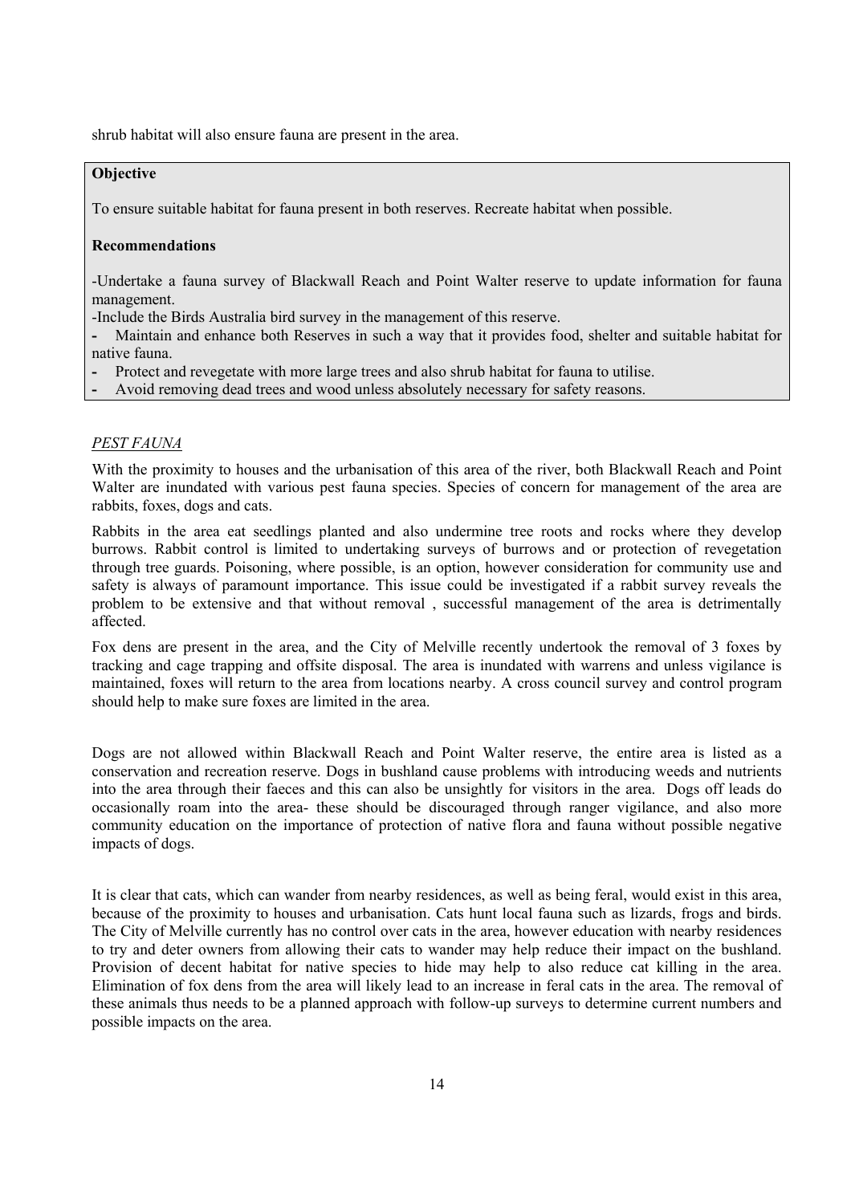shrub habitat will also ensure fauna are present in the area.

**Objective**

To ensure suitable habitat for fauna present in both reserves. Recreate habitat when possible.

**Recommendations**

-Undertake a fauna survey of Blackwall Reach and Point Walter reserve to update information for fauna management.
-Include the Birds Australia bird survey in the management of this reserve.
- Maintain and enhance both Reserves in such a way that it provides food, shelter and suitable habitat for native fauna.
- Protect and revegetate with more large trees and also shrub habitat for fauna to utilise.
- Avoid removing dead trees and wood unless absolutely necessary for safety reasons.

*PEST FAUNA*

With the proximity to houses and the urbanisation of this area of the river, both Blackwall Reach and Point Walter are inundated with various pest fauna species. Species of concern for management of the area are rabbits, foxes, dogs and cats.

Rabbits in the area eat seedlings planted and also undermine tree roots and rocks where they develop burrows. Rabbit control is limited to undertaking surveys of burrows and or protection of revegetation through tree guards. Poisoning, where possible, is an option, however consideration for community use and safety is always of paramount importance. This issue could be investigated if a rabbit survey reveals the problem to be extensive and that without removal , successful management of the area is detrimentally affected.

Fox dens are present in the area, and the City of Melville recently undertook the removal of 3 foxes by tracking and cage trapping and offsite disposal. The area is inundated with warrens and unless vigilance is maintained, foxes will return to the area from locations nearby. A cross council survey and control program should help to make sure foxes are limited in the area.

Dogs are not allowed within Blackwall Reach and Point Walter reserve, the entire area is listed as a conservation and recreation reserve. Dogs in bushland cause problems with introducing weeds and nutrients into the area through their faeces and this can also be unsightly for visitors in the area. Dogs off leads do occasionally roam into the area- these should be discouraged through ranger vigilance, and also more community education on the importance of protection of native flora and fauna without possible negative impacts of dogs.

It is clear that cats, which can wander from nearby residences, as well as being feral, would exist in this area, because of the proximity to houses and urbanisation. Cats hunt local fauna such as lizards, frogs and birds. The City of Melville currently has no control over cats in the area, however education with nearby residences to try and deter owners from allowing their cats to wander may help reduce their impact on the bushland. Provision of decent habitat for native species to hide may help to also reduce cat killing in the area. Elimination of fox dens from the area will likely lead to an increase in feral cats in the area. The removal of these animals thus needs to be a planned approach with follow-up surveys to determine current numbers and possible impacts on the area.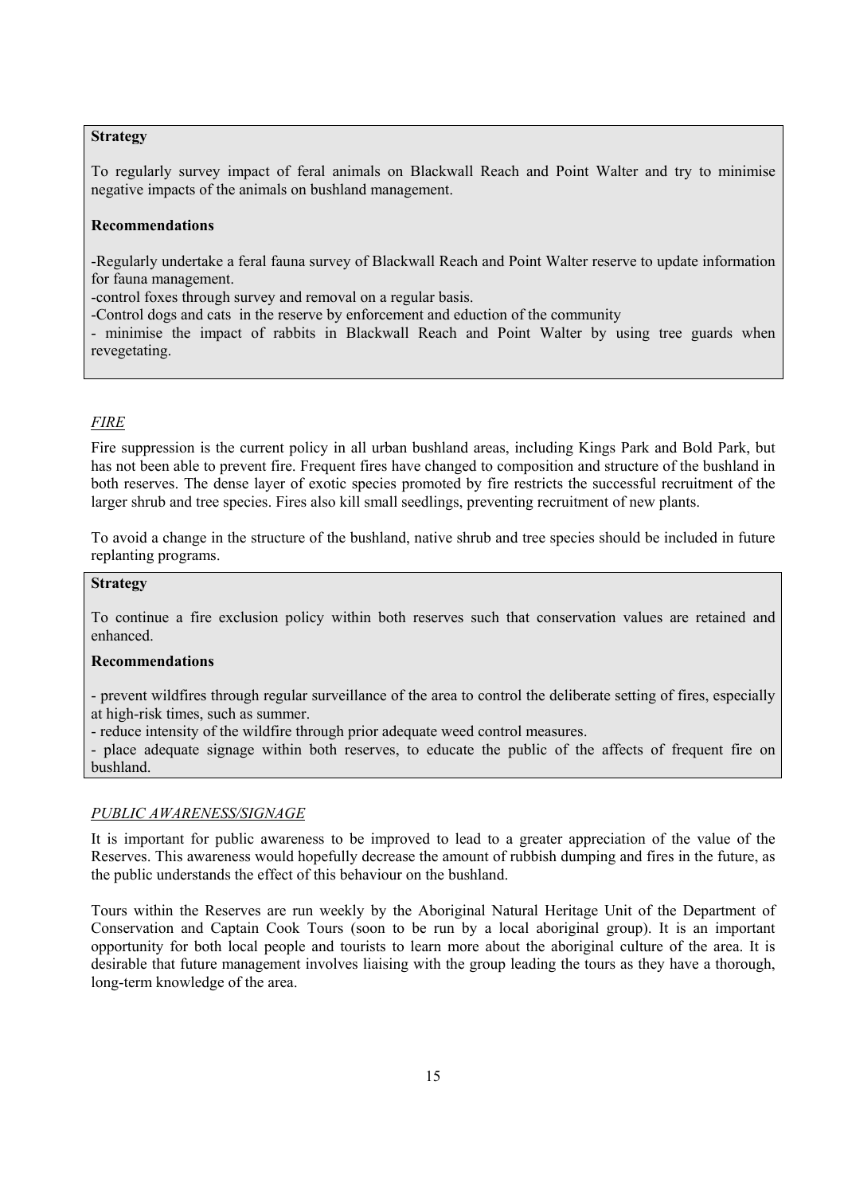**Strategy**

To regularly survey impact of feral animals on Blackwall Reach and Point Walter and try to minimise negative impacts of the animals on bushland management.

**Recommendations**

-Regularly undertake a feral fauna survey of Blackwall Reach and Point Walter reserve to update information for fauna management.

-control foxes through survey and removal on a regular basis.

-Control dogs and cats in the reserve by enforcement and eduction of the community

- minimise the impact of rabbits in Blackwall Reach and Point Walter by using tree guards when revegetating.

*FIRE*

Fire suppression is the current policy in all urban bushland areas, including Kings Park and Bold Park, but has not been able to prevent fire. Frequent fires have changed to composition and structure of the bushland in both reserves. The dense layer of exotic species promoted by fire restricts the successful recruitment of the larger shrub and tree species. Fires also kill small seedlings, preventing recruitment of new plants.

To avoid a change in the structure of the bushland, native shrub and tree species should be included in future replanting programs.

**Strategy**

To continue a fire exclusion policy within both reserves such that conservation values are retained and enhanced.

**Recommendations**

- prevent wildfires through regular surveillance of the area to control the deliberate setting of fires, especially at high-risk times, such as summer.
- reduce intensity of the wildfire through prior adequate weed control measures.
- place adequate signage within both reserves, to educate the public of the affects of frequent fire on bushland.

*PUBLIC AWARENESS/SIGNAGE*

It is important for public awareness to be improved to lead to a greater appreciation of the value of the Reserves. This awareness would hopefully decrease the amount of rubbish dumping and fires in the future, as the public understands the effect of this behaviour on the bushland.

Tours within the Reserves are run weekly by the Aboriginal Natural Heritage Unit of the Department of Conservation and Captain Cook Tours (soon to be run by a local aboriginal group). It is an important opportunity for both local people and tourists to learn more about the aboriginal culture of the area. It is desirable that future management involves liaising with the group leading the tours as they have a thorough, long-term knowledge of the area.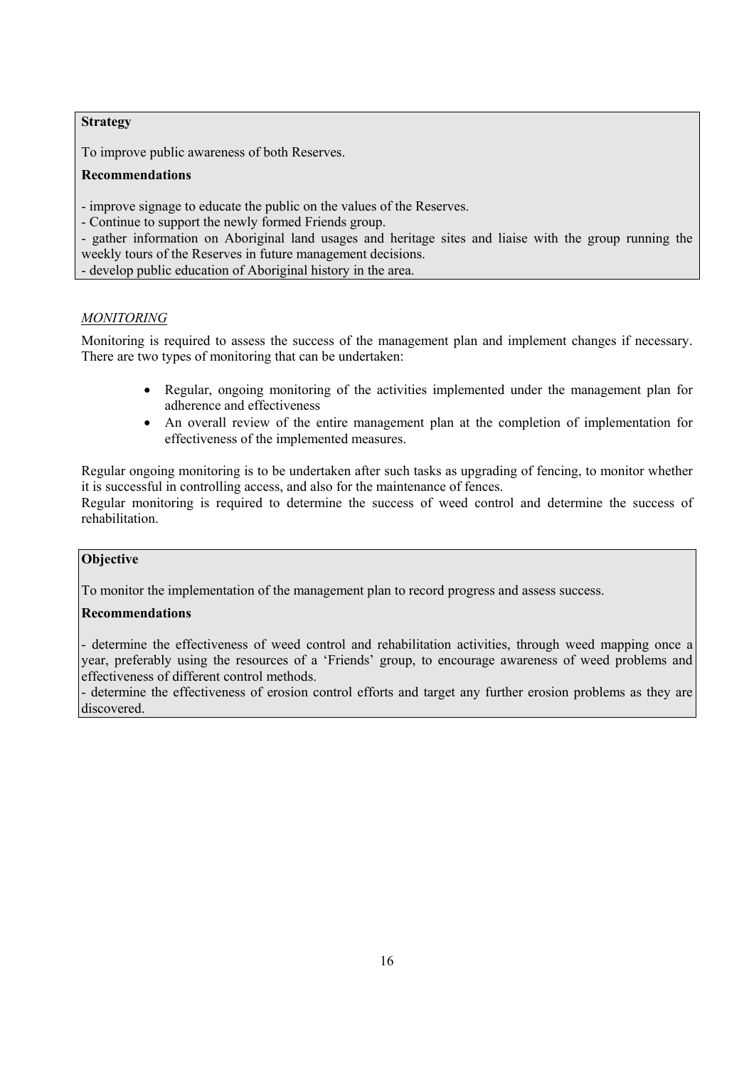**Strategy**

To improve public awareness of both Reserves.

**Recommendations**

- improve signage to educate the public on the values of the Reserves.
- Continue to support the newly formed Friends group.
- gather information on Aboriginal land usages and heritage sites and liaise with the group running the weekly tours of the Reserves in future management decisions.
- develop public education of Aboriginal history in the area.

*MONITORING*

Monitoring is required to assess the success of the management plan and implement changes if necessary. There are two types of monitoring that can be undertaken:

- Regular, ongoing monitoring of the activities implemented under the management plan for adherence and effectiveness
- An overall review of the entire management plan at the completion of implementation for effectiveness of the implemented measures.

Regular ongoing monitoring is to be undertaken after such tasks as upgrading of fencing, to monitor whether it is successful in controlling access, and also for the maintenance of fences.
Regular monitoring is required to determine the success of weed control and determine the success of rehabilitation.

**Objective**

To monitor the implementation of the management plan to record progress and assess success.

**Recommendations**

- determine the effectiveness of weed control and rehabilitation activities, through weed mapping once a year, preferably using the resources of a 'Friends' group, to encourage awareness of weed problems and effectiveness of different control methods.
- determine the effectiveness of erosion control efforts and target any further erosion problems as they are discovered.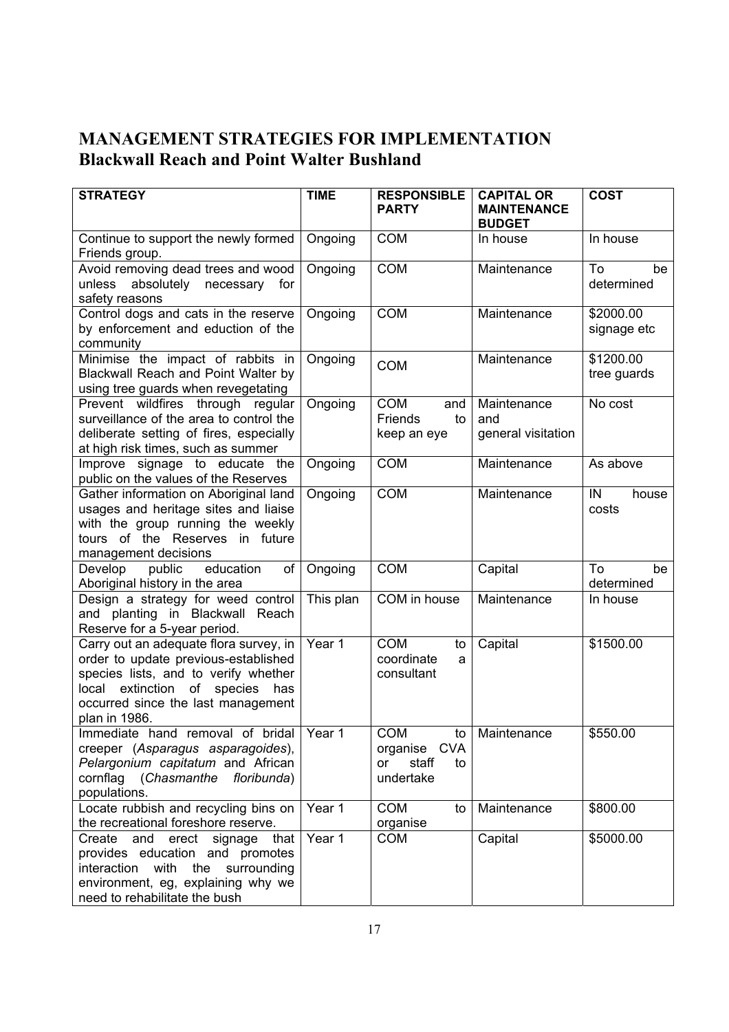# MANAGEMENT STRATEGIES FOR IMPLEMENTATION
## Blackwall Reach and Point Walter Bushland

| STRATEGY | TIME | RESPONSIBLE PARTY | CAPITAL OR MAINTENANCE BUDGET | COST |
|---|---|---|---|---|
| Continue to support the newly formed Friends group. | Ongoing | COM | In house | In house |
| Avoid removing dead trees and wood unless absolutely necessary for safety reasons | Ongoing | COM | Maintenance | To be determined |
| Control dogs and cats in the reserve by enforcement and eduction of the community | Ongoing | COM | Maintenance | $2000.00 signage etc |
| Minimise the impact of rabbits in Blackwall Reach and Point Walter by using tree guards when revegetating | Ongoing | COM | Maintenance | $1200.00 tree guards |
| Prevent wildfires through regular surveillance of the area to control the deliberate setting of fires, especially at high risk times, such as summer | Ongoing | COM and Friends to keep an eye | Maintenance and general visitation | No cost |
| Improve signage to educate the public on the values of the Reserves | Ongoing | COM | Maintenance | As above |
| Gather information on Aboriginal land usages and heritage sites and liaise with the group running the weekly tours of the Reserves in future management decisions | Ongoing | COM | Maintenance | IN house costs |
| Develop public education of Aboriginal history in the area | Ongoing | COM | Capital | To be determined |
| Design a strategy for weed control and planting in Blackwall Reach Reserve for a 5-year period. | This plan | COM in house | Maintenance | In house |
| Carry out an adequate flora survey, in order to update previous-established species lists, and to verify whether local extinction of species has occurred since the last management plan in 1986. | Year 1 | COM to coordinate a consultant | Capital | $1500.00 |
| Immediate hand removal of bridal creeper (*Asparagus asparagoides*), *Pelargonium capitatum* and African cornflag (*Chasmanthe floribunda*) populations. | Year 1 | COM to organise CVA or staff to undertake | Maintenance | $550.00 |
| Locate rubbish and recycling bins on the recreational foreshore reserve. | Year 1 | COM to organise | Maintenance | $800.00 |
| Create and erect signage that provides education and promotes interaction with the surrounding environment, eg, explaining why we need to rehabilitate the bush | Year 1 | COM | Capital | $5000.00 |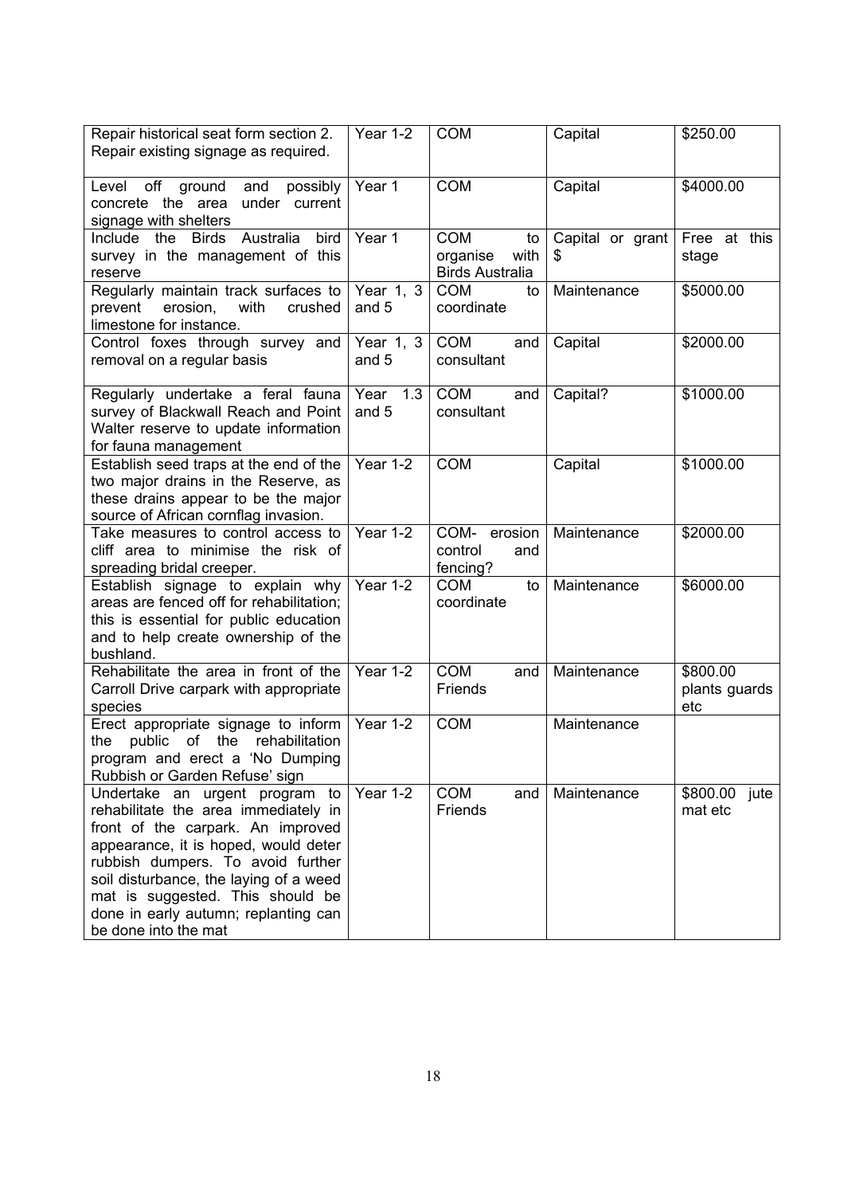| Repair historical seat form section 2. Repair existing signage as required. | Year 1-2 | COM | Capital | $250.00 |
|---|---|---|---|---|
| Level off ground and possibly concrete the area under current signage with shelters | Year 1 | COM | Capital | $4000.00 |
| Include the Birds Australia bird survey in the management of this reserve | Year 1 | COM to organise with Birds Australia | Capital or grant $ | Free at this stage |
| Regularly maintain track surfaces to prevent erosion, with crushed limestone for instance. | Year 1, 3 and 5 | COM to coordinate | Maintenance | $5000.00 |
| Control foxes through survey and removal on a regular basis | Year 1, 3 and 5 | COM and consultant | Capital | $2000.00 |
| Regularly undertake a feral fauna survey of Blackwall Reach and Point Walter reserve to update information for fauna management | Year 1.3 and 5 | COM and consultant | Capital? | $1000.00 |
| Establish seed traps at the end of the two major drains in the Reserve, as these drains appear to be the major source of African cornflag invasion. | Year 1-2 | COM | Capital | $1000.00 |
| Take measures to control access to cliff area to minimise the risk of spreading bridal creeper. | Year 1-2 | COM- erosion control and fencing? | Maintenance | $2000.00 |
| Establish signage to explain why areas are fenced off for rehabilitation; this is essential for public education and to help create ownership of the bushland. | Year 1-2 | COM to coordinate | Maintenance | $6000.00 |
| Rehabilitate the area in front of the Carroll Drive carpark with appropriate species | Year 1-2 | COM and Friends | Maintenance | $800.00 plants guards etc |
| Erect appropriate signage to inform the public of the rehabilitation program and erect a 'No Dumping Rubbish or Garden Refuse' sign | Year 1-2 | COM | Maintenance | |
| Undertake an urgent program to rehabilitate the area immediately in front of the carpark. An improved appearance, it is hoped, would deter rubbish dumpers. To avoid further soil disturbance, the laying of a weed mat is suggested. This should be done in early autumn; replanting can be done into the mat | Year 1-2 | COM and Friends | Maintenance | $800.00 jute mat etc |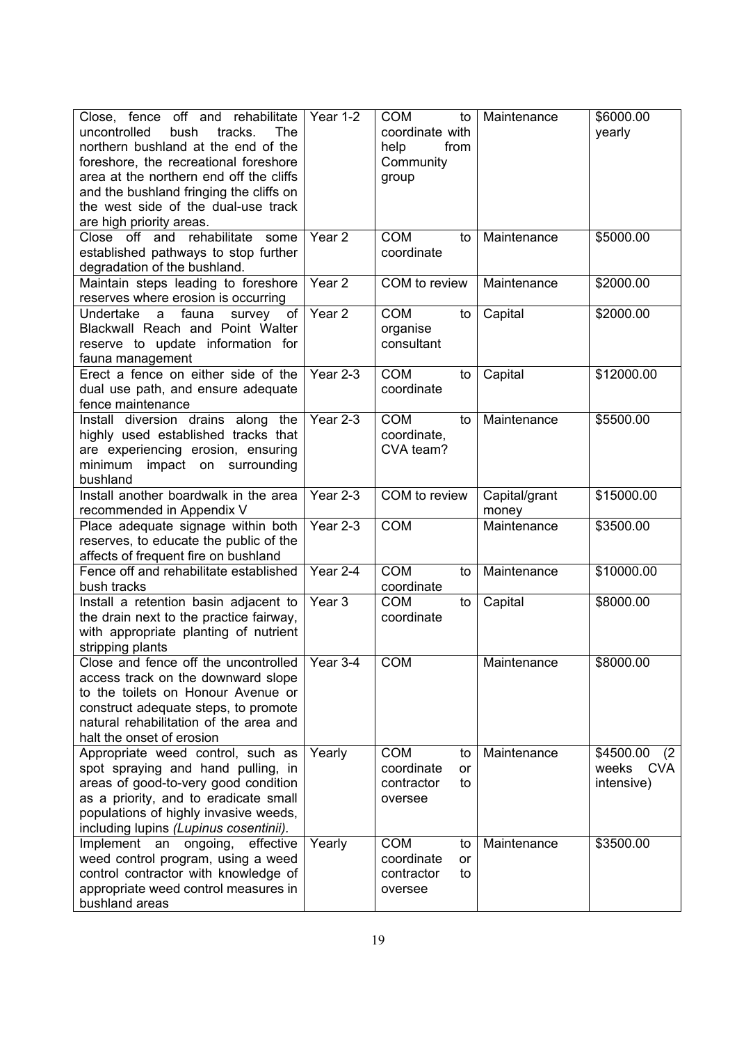| | | | | |
|---|---|---|---|---|
| Close, fence off and rehabilitate uncontrolled bush tracks. The northern bushland at the end of the foreshore, the recreational foreshore area at the northern end off the cliffs and the bushland fringing the cliffs on the west side of the dual-use track are high priority areas. | Year 1-2 | COM to coordinate with help from Community group | Maintenance | $6000.00 yearly |
| Close off and rehabilitate some established pathways to stop further degradation of the bushland. | Year 2 | COM to coordinate | Maintenance | $5000.00 |
| Maintain steps leading to foreshore reserves where erosion is occurring | Year 2 | COM to review | Maintenance | $2000.00 |
| Undertake a fauna survey of Blackwall Reach and Point Walter reserve to update information for fauna management | Year 2 | COM to organise consultant | Capital | $2000.00 |
| Erect a fence on either side of the dual use path, and ensure adequate fence maintenance | Year 2-3 | COM to coordinate | Capital | $12000.00 |
| Install diversion drains along the highly used established tracks that are experiencing erosion, ensuring minimum impact on surrounding bushland | Year 2-3 | COM to coordinate, CVA team? | Maintenance | $5500.00 |
| Install another boardwalk in the area recommended in Appendix V | Year 2-3 | COM to review | Capital/grant money | $15000.00 |
| Place adequate signage within both reserves, to educate the public of the affects of frequent fire on bushland | Year 2-3 | COM | Maintenance | $3500.00 |
| Fence off and rehabilitate established bush tracks | Year 2-4 | COM to coordinate | Maintenance | $10000.00 |
| Install a retention basin adjacent to the drain next to the practice fairway, with appropriate planting of nutrient stripping plants | Year 3 | COM to coordinate | Capital | $8000.00 |
| Close and fence off the uncontrolled access track on the downward slope to the toilets on Honour Avenue or construct adequate steps, to promote natural rehabilitation of the area and halt the onset of erosion | Year 3-4 | COM | Maintenance | $8000.00 |
| Appropriate weed control, such as spot spraying and hand pulling, in areas of good-to-very good condition as a priority, and to eradicate small populations of highly invasive weeds, including lupins *(Lupinus cosentinii)*. | Yearly | COM to coordinate or contractor to oversee | Maintenance | $4500.00 (2 weeks CVA intensive) |
| Implement an ongoing, effective weed control program, using a weed control contractor with knowledge of appropriate weed control measures in bushland areas | Yearly | COM to coordinate or contractor to oversee | Maintenance | $3500.00 |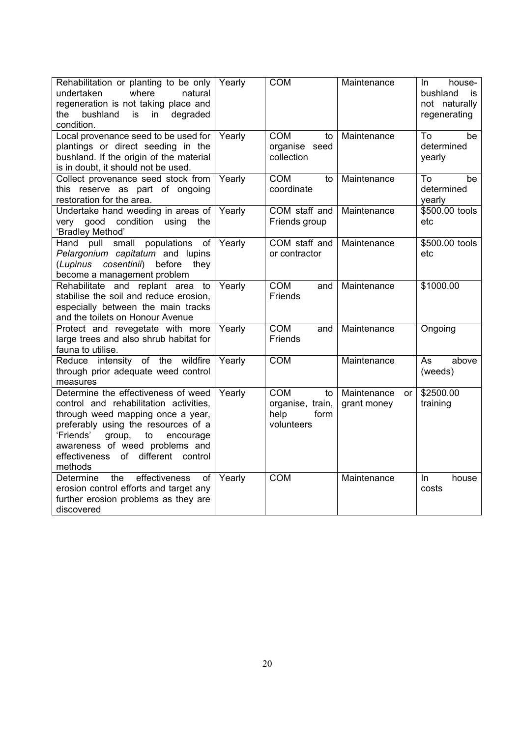| | | | | |
|---|---|---|---|---|
| Rehabilitation or planting to be only undertaken where natural regeneration is not taking place and the bushland is in degraded condition. | Yearly | COM | Maintenance | In house-bushland is not naturally regenerating |
| Local provenance seed to be used for plantings or direct seeding in the bushland. If the origin of the material is in doubt, it should not be used. | Yearly | COM to organise seed collection | Maintenance | To be determined yearly |
| Collect provenance seed stock from this reserve as part of ongoing restoration for the area. | Yearly | COM to coordinate | Maintenance | To be determined yearly |
| Undertake hand weeding in areas of very good condition using the 'Bradley Method' | Yearly | COM staff and Friends group | Maintenance | $500.00 tools etc |
| Hand pull small populations of *Pelargonium capitatum* and lupins (*Lupinus cosentinii*) before they become a management problem | Yearly | COM staff and or contractor | Maintenance | $500.00 tools etc |
| Rehabilitate and replant area to stabilise the soil and reduce erosion, especially between the main tracks and the toilets on Honour Avenue | Yearly | COM and Friends | Maintenance | $1000.00 |
| Protect and revegetate with more large trees and also shrub habitat for fauna to utilise. | Yearly | COM and Friends | Maintenance | Ongoing |
| Reduce intensity of the wildfire through prior adequate weed control measures | Yearly | COM | Maintenance | As above (weeds) |
| Determine the effectiveness of weed control and rehabilitation activities, through weed mapping once a year, preferably using the resources of a 'Friends' group, to encourage awareness of weed problems and effectiveness of different control methods | Yearly | COM to organise, train, help form volunteers | Maintenance or grant money | $2500.00 training |
| Determine the effectiveness of erosion control efforts and target any further erosion problems as they are discovered | Yearly | COM | Maintenance | In house costs |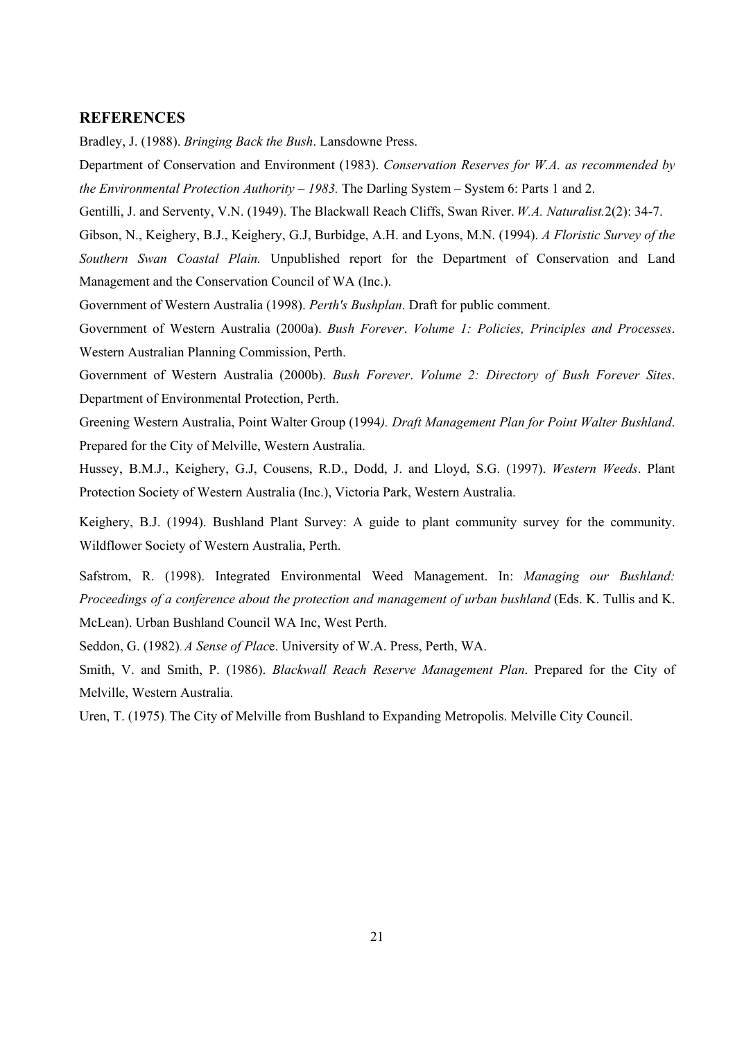## REFERENCES

Bradley, J. (1988). *Bringing Back the Bush*. Lansdowne Press.

Department of Conservation and Environment (1983). *Conservation Reserves for W.A. as recommended by the Environmental Protection Authority – 1983.* The Darling System – System 6: Parts 1 and 2.

Gentilli, J. and Serventy, V.N. (1949). The Blackwall Reach Cliffs, Swan River. *W.A. Naturalist.*2(2): 34-7.

Gibson, N., Keighery, B.J., Keighery, G.J, Burbidge, A.H. and Lyons, M.N. (1994). *A Floristic Survey of the Southern Swan Coastal Plain.* Unpublished report for the Department of Conservation and Land Management and the Conservation Council of WA (Inc.).

Government of Western Australia (1998). *Perth's Bushplan*. Draft for public comment.

Government of Western Australia (2000a). *Bush Forever*. *Volume 1: Policies, Principles and Processes*. Western Australian Planning Commission, Perth.

Government of Western Australia (2000b). *Bush Forever*. *Volume 2: Directory of Bush Forever Sites*. Department of Environmental Protection, Perth.

Greening Western Australia, Point Walter Group (1994*). Draft Management Plan for Point Walter Bushland.* Prepared for the City of Melville, Western Australia.

Hussey, B.M.J., Keighery, G.J, Cousens, R.D., Dodd, J. and Lloyd, S.G. (1997). *Western Weeds*. Plant Protection Society of Western Australia (Inc.), Victoria Park, Western Australia.

Keighery, B.J. (1994). Bushland Plant Survey: A guide to plant community survey for the community. Wildflower Society of Western Australia, Perth.

Safstrom, R. (1998). Integrated Environmental Weed Management. In: *Managing our Bushland: Proceedings of a conference about the protection and management of urban bushland* (Eds. K. Tullis and K. McLean). Urban Bushland Council WA Inc, West Perth.

Seddon, G. (1982). *A Sense of Plac*e. University of W.A. Press, Perth, WA.

Smith, V. and Smith, P. (1986). *Blackwall Reach Reserve Management Plan*. Prepared for the City of Melville, Western Australia.

Uren, T. (1975). The City of Melville from Bushland to Expanding Metropolis. Melville City Council.